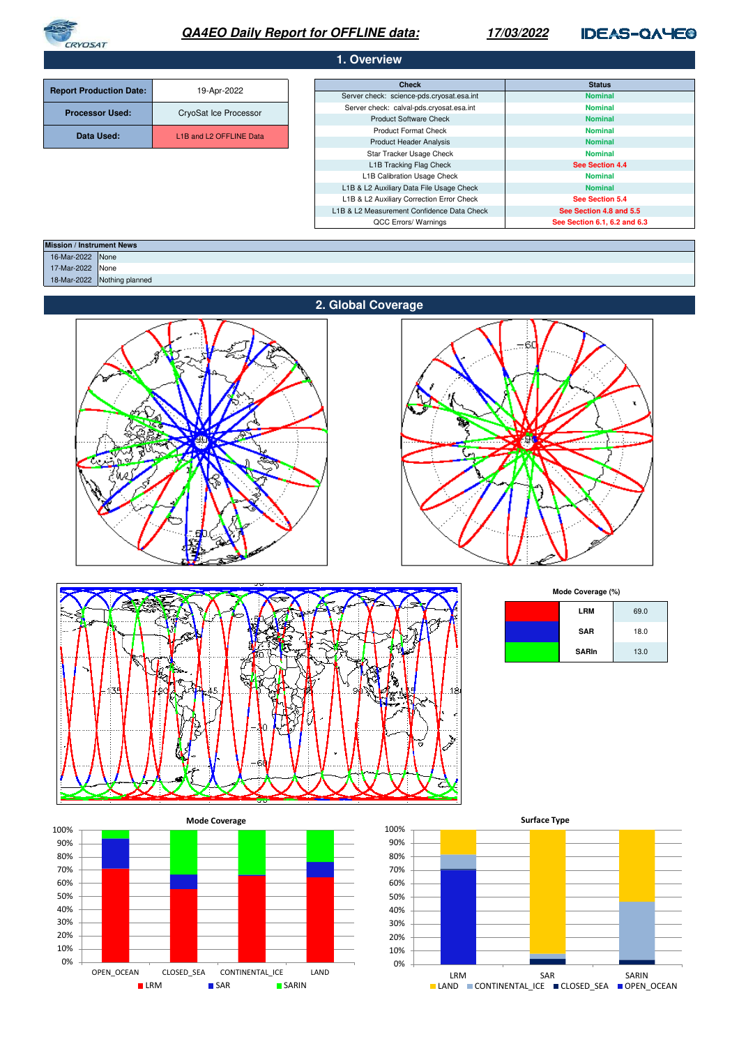# *QA4EO Daily Report for OFFLINE data:* *17/03/2022*

## 1. Overview

| Report Production Date: | 19-Apr-2022 |
|---|---|
| Processor Used: | CryoSat Ice Processor |
| Data Used: | L1B and L2 OFFLINE Data |

| Check | Status |
|---|---|
| Server check: science-pds.cryosat.esa.int | Nominal |
| Server check: calval-pds.cryosat.esa.int | Nominal |
| Product Software Check | Nominal |
| Product Format Check | Nominal |
| Product Header Analysis | Nominal |
| Star Tracker Usage Check | Nominal |
| L1B Tracking Flag Check | See Section 4.4 |
| L1B Calibration Usage Check | Nominal |
| L1B & L2 Auxiliary Data File Usage Check | Nominal |
| L1B & L2 Auxiliary Correction Error Check | See Section 5.4 |
| L1B & L2 Measurement Confidence Data Check | See Section 4.8 and 5.5 |
| QCC Errors/ Warnings | See Section 6.1, 6.2 and 6.3 |

| Mission / Instrument News | |
|---|---|
| 16-Mar-2022 | None |
| 17-Mar-2022 | None |
| 18-Mar-2022 | Nothing planned |

## 2. Global Coverage

**Mode Coverage (%)**

| Mode | Coverage (%) |
|---|---|
| LRM | 69.0 |
| SAR | 18.0 |
| SARIn | 13.0 |

**Mode Coverage**

**Surface Type**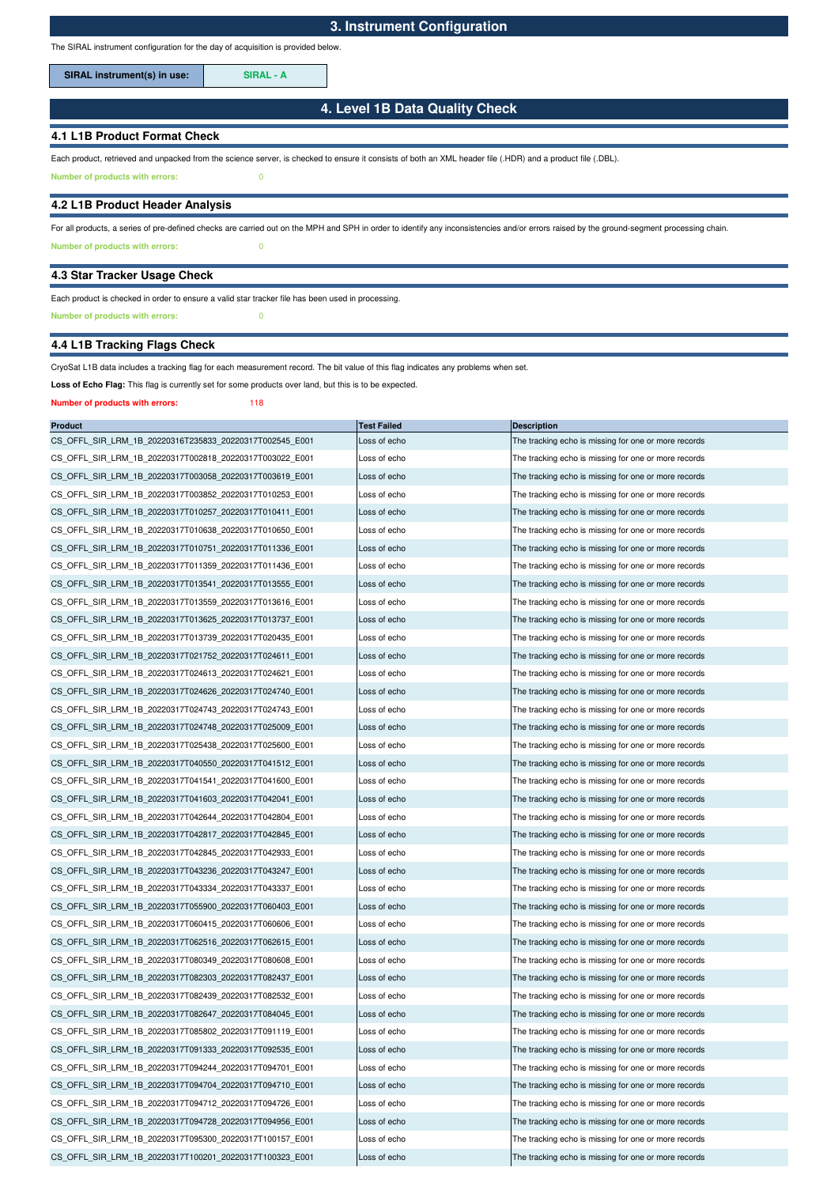## 3. Instrument Configuration

The SIRAL instrument configuration for the day of acquisition is provided below.

| SIRAL instrument(s) in use: | SIRAL - A |
|---|---|

## 4. Level 1B Data Quality Check

### 4.1 L1B Product Format Check

Each product, retrieved and unpacked from the science server, is checked to ensure it consists of both an XML header file (.HDR) and a product file (.DBL).

**Number of products with errors:** 0

### 4.2 L1B Product Header Analysis

For all products, a series of pre-defined checks are carried out on the MPH and SPH in order to identify any inconsistencies and/or errors raised by the ground-segment processing chain.

**Number of products with errors:** 0

### 4.3 Star Tracker Usage Check

Each product is checked in order to ensure a valid star tracker file has been used in processing.

**Number of products with errors:** 0

### 4.4 L1B Tracking Flags Check

CryoSat L1B data includes a tracking flag for each measurement record. The bit value of this flag indicates any problems when set.

**Loss of Echo Flag:** This flag is currently set for some products over land, but this is to be expected.

**Number of products with errors:** 118

| Product | Test Failed | Description |
|---|---|---|
| CS_OFFL_SIR_LRM_1B_20220316T235833_20220317T002545_E001 | Loss of echo | The tracking echo is missing for one or more records |
| CS_OFFL_SIR_LRM_1B_20220317T002818_20220317T003022_E001 | Loss of echo | The tracking echo is missing for one or more records |
| CS_OFFL_SIR_LRM_1B_20220317T003058_20220317T003619_E001 | Loss of echo | The tracking echo is missing for one or more records |
| CS_OFFL_SIR_LRM_1B_20220317T003852_20220317T010253_E001 | Loss of echo | The tracking echo is missing for one or more records |
| CS_OFFL_SIR_LRM_1B_20220317T010257_20220317T010411_E001 | Loss of echo | The tracking echo is missing for one or more records |
| CS_OFFL_SIR_LRM_1B_20220317T010638_20220317T010650_E001 | Loss of echo | The tracking echo is missing for one or more records |
| CS_OFFL_SIR_LRM_1B_20220317T010751_20220317T011336_E001 | Loss of echo | The tracking echo is missing for one or more records |
| CS_OFFL_SIR_LRM_1B_20220317T011359_20220317T011436_E001 | Loss of echo | The tracking echo is missing for one or more records |
| CS_OFFL_SIR_LRM_1B_20220317T013541_20220317T013555_E001 | Loss of echo | The tracking echo is missing for one or more records |
| CS_OFFL_SIR_LRM_1B_20220317T013559_20220317T013616_E001 | Loss of echo | The tracking echo is missing for one or more records |
| CS_OFFL_SIR_LRM_1B_20220317T013625_20220317T013737_E001 | Loss of echo | The tracking echo is missing for one or more records |
| CS_OFFL_SIR_LRM_1B_20220317T013739_20220317T020435_E001 | Loss of echo | The tracking echo is missing for one or more records |
| CS_OFFL_SIR_LRM_1B_20220317T021752_20220317T024611_E001 | Loss of echo | The tracking echo is missing for one or more records |
| CS_OFFL_SIR_LRM_1B_20220317T024613_20220317T024621_E001 | Loss of echo | The tracking echo is missing for one or more records |
| CS_OFFL_SIR_LRM_1B_20220317T024626_20220317T024740_E001 | Loss of echo | The tracking echo is missing for one or more records |
| CS_OFFL_SIR_LRM_1B_20220317T024743_20220317T024743_E001 | Loss of echo | The tracking echo is missing for one or more records |
| CS_OFFL_SIR_LRM_1B_20220317T024748_20220317T025009_E001 | Loss of echo | The tracking echo is missing for one or more records |
| CS_OFFL_SIR_LRM_1B_20220317T025438_20220317T025600_E001 | Loss of echo | The tracking echo is missing for one or more records |
| CS_OFFL_SIR_LRM_1B_20220317T040550_20220317T041512_E001 | Loss of echo | The tracking echo is missing for one or more records |
| CS_OFFL_SIR_LRM_1B_20220317T041541_20220317T041600_E001 | Loss of echo | The tracking echo is missing for one or more records |
| CS_OFFL_SIR_LRM_1B_20220317T041603_20220317T042041_E001 | Loss of echo | The tracking echo is missing for one or more records |
| CS_OFFL_SIR_LRM_1B_20220317T042644_20220317T042804_E001 | Loss of echo | The tracking echo is missing for one or more records |
| CS_OFFL_SIR_LRM_1B_20220317T042817_20220317T042845_E001 | Loss of echo | The tracking echo is missing for one or more records |
| CS_OFFL_SIR_LRM_1B_20220317T042845_20220317T042933_E001 | Loss of echo | The tracking echo is missing for one or more records |
| CS_OFFL_SIR_LRM_1B_20220317T043236_20220317T043247_E001 | Loss of echo | The tracking echo is missing for one or more records |
| CS_OFFL_SIR_LRM_1B_20220317T043334_20220317T043337_E001 | Loss of echo | The tracking echo is missing for one or more records |
| CS_OFFL_SIR_LRM_1B_20220317T055900_20220317T060403_E001 | Loss of echo | The tracking echo is missing for one or more records |
| CS_OFFL_SIR_LRM_1B_20220317T060415_20220317T060606_E001 | Loss of echo | The tracking echo is missing for one or more records |
| CS_OFFL_SIR_LRM_1B_20220317T062516_20220317T062615_E001 | Loss of echo | The tracking echo is missing for one or more records |
| CS_OFFL_SIR_LRM_1B_20220317T080349_20220317T080608_E001 | Loss of echo | The tracking echo is missing for one or more records |
| CS_OFFL_SIR_LRM_1B_20220317T082303_20220317T082437_E001 | Loss of echo | The tracking echo is missing for one or more records |
| CS_OFFL_SIR_LRM_1B_20220317T082439_20220317T082532_E001 | Loss of echo | The tracking echo is missing for one or more records |
| CS_OFFL_SIR_LRM_1B_20220317T082647_20220317T084045_E001 | Loss of echo | The tracking echo is missing for one or more records |
| CS_OFFL_SIR_LRM_1B_20220317T085802_20220317T091119_E001 | Loss of echo | The tracking echo is missing for one or more records |
| CS_OFFL_SIR_LRM_1B_20220317T091333_20220317T092535_E001 | Loss of echo | The tracking echo is missing for one or more records |
| CS_OFFL_SIR_LRM_1B_20220317T094244_20220317T094701_E001 | Loss of echo | The tracking echo is missing for one or more records |
| CS_OFFL_SIR_LRM_1B_20220317T094704_20220317T094710_E001 | Loss of echo | The tracking echo is missing for one or more records |
| CS_OFFL_SIR_LRM_1B_20220317T094712_20220317T094726_E001 | Loss of echo | The tracking echo is missing for one or more records |
| CS_OFFL_SIR_LRM_1B_20220317T094728_20220317T094956_E001 | Loss of echo | The tracking echo is missing for one or more records |
| CS_OFFL_SIR_LRM_1B_20220317T095300_20220317T100157_E001 | Loss of echo | The tracking echo is missing for one or more records |
| CS_OFFL_SIR_LRM_1B_20220317T100201_20220317T100323_E001 | Loss of echo | The tracking echo is missing for one or more records |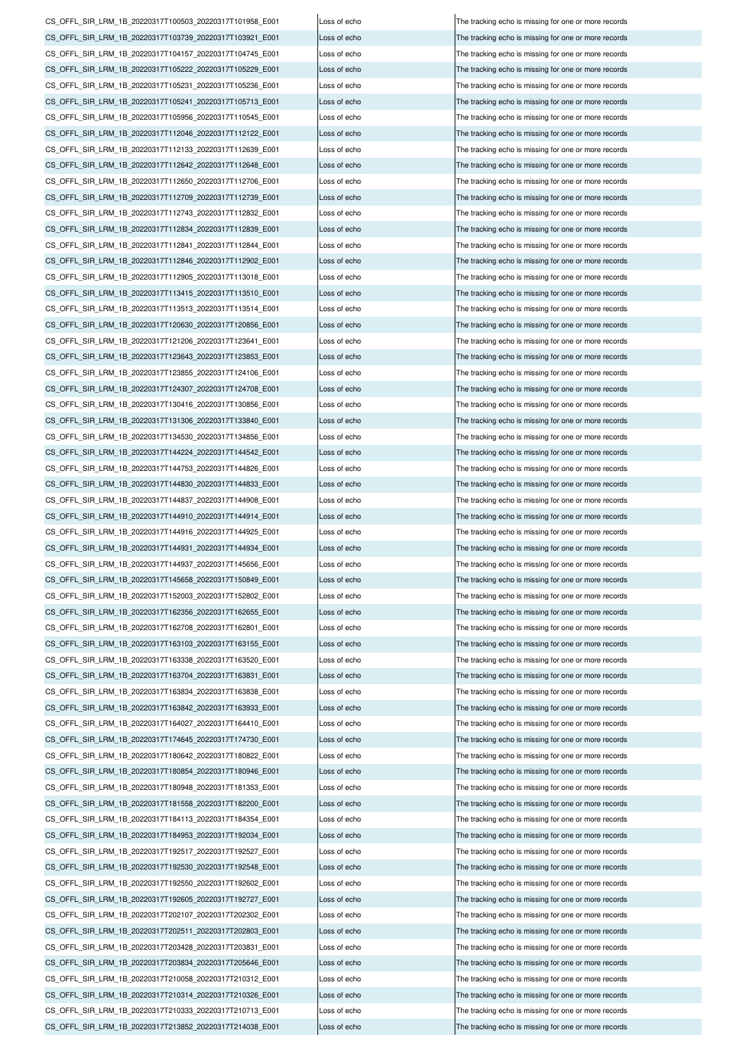| | | |
|---|---|---|
| CS_OFFL_SIR_LRM_1B_20220317T100503_20220317T101958_E001 | Loss of echo | The tracking echo is missing for one or more records |
| CS_OFFL_SIR_LRM_1B_20220317T103739_20220317T103921_E001 | Loss of echo | The tracking echo is missing for one or more records |
| CS_OFFL_SIR_LRM_1B_20220317T104157_20220317T104745_E001 | Loss of echo | The tracking echo is missing for one or more records |
| CS_OFFL_SIR_LRM_1B_20220317T105222_20220317T105229_E001 | Loss of echo | The tracking echo is missing for one or more records |
| CS_OFFL_SIR_LRM_1B_20220317T105231_20220317T105236_E001 | Loss of echo | The tracking echo is missing for one or more records |
| CS_OFFL_SIR_LRM_1B_20220317T105241_20220317T105713_E001 | Loss of echo | The tracking echo is missing for one or more records |
| CS_OFFL_SIR_LRM_1B_20220317T105956_20220317T110545_E001 | Loss of echo | The tracking echo is missing for one or more records |
| CS_OFFL_SIR_LRM_1B_20220317T112046_20220317T112122_E001 | Loss of echo | The tracking echo is missing for one or more records |
| CS_OFFL_SIR_LRM_1B_20220317T112133_20220317T112639_E001 | Loss of echo | The tracking echo is missing for one or more records |
| CS_OFFL_SIR_LRM_1B_20220317T112642_20220317T112648_E001 | Loss of echo | The tracking echo is missing for one or more records |
| CS_OFFL_SIR_LRM_1B_20220317T112650_20220317T112706_E001 | Loss of echo | The tracking echo is missing for one or more records |
| CS_OFFL_SIR_LRM_1B_20220317T112709_20220317T112739_E001 | Loss of echo | The tracking echo is missing for one or more records |
| CS_OFFL_SIR_LRM_1B_20220317T112743_20220317T112832_E001 | Loss of echo | The tracking echo is missing for one or more records |
| CS_OFFL_SIR_LRM_1B_20220317T112834_20220317T112839_E001 | Loss of echo | The tracking echo is missing for one or more records |
| CS_OFFL_SIR_LRM_1B_20220317T112841_20220317T112844_E001 | Loss of echo | The tracking echo is missing for one or more records |
| CS_OFFL_SIR_LRM_1B_20220317T112846_20220317T112902_E001 | Loss of echo | The tracking echo is missing for one or more records |
| CS_OFFL_SIR_LRM_1B_20220317T112905_20220317T113018_E001 | Loss of echo | The tracking echo is missing for one or more records |
| CS_OFFL_SIR_LRM_1B_20220317T113415_20220317T113510_E001 | Loss of echo | The tracking echo is missing for one or more records |
| CS_OFFL_SIR_LRM_1B_20220317T113513_20220317T113514_E001 | Loss of echo | The tracking echo is missing for one or more records |
| CS_OFFL_SIR_LRM_1B_20220317T120630_20220317T120856_E001 | Loss of echo | The tracking echo is missing for one or more records |
| CS_OFFL_SIR_LRM_1B_20220317T121206_20220317T123641_E001 | Loss of echo | The tracking echo is missing for one or more records |
| CS_OFFL_SIR_LRM_1B_20220317T123643_20220317T123853_E001 | Loss of echo | The tracking echo is missing for one or more records |
| CS_OFFL_SIR_LRM_1B_20220317T123855_20220317T124106_E001 | Loss of echo | The tracking echo is missing for one or more records |
| CS_OFFL_SIR_LRM_1B_20220317T124307_20220317T124708_E001 | Loss of echo | The tracking echo is missing for one or more records |
| CS_OFFL_SIR_LRM_1B_20220317T130416_20220317T130856_E001 | Loss of echo | The tracking echo is missing for one or more records |
| CS_OFFL_SIR_LRM_1B_20220317T131306_20220317T133840_E001 | Loss of echo | The tracking echo is missing for one or more records |
| CS_OFFL_SIR_LRM_1B_20220317T134530_20220317T134856_E001 | Loss of echo | The tracking echo is missing for one or more records |
| CS_OFFL_SIR_LRM_1B_20220317T144224_20220317T144542_E001 | Loss of echo | The tracking echo is missing for one or more records |
| CS_OFFL_SIR_LRM_1B_20220317T144753_20220317T144826_E001 | Loss of echo | The tracking echo is missing for one or more records |
| CS_OFFL_SIR_LRM_1B_20220317T144830_20220317T144833_E001 | Loss of echo | The tracking echo is missing for one or more records |
| CS_OFFL_SIR_LRM_1B_20220317T144837_20220317T144908_E001 | Loss of echo | The tracking echo is missing for one or more records |
| CS_OFFL_SIR_LRM_1B_20220317T144910_20220317T144914_E001 | Loss of echo | The tracking echo is missing for one or more records |
| CS_OFFL_SIR_LRM_1B_20220317T144916_20220317T144925_E001 | Loss of echo | The tracking echo is missing for one or more records |
| CS_OFFL_SIR_LRM_1B_20220317T144931_20220317T144934_E001 | Loss of echo | The tracking echo is missing for one or more records |
| CS_OFFL_SIR_LRM_1B_20220317T144937_20220317T145656_E001 | Loss of echo | The tracking echo is missing for one or more records |
| CS_OFFL_SIR_LRM_1B_20220317T145658_20220317T150849_E001 | Loss of echo | The tracking echo is missing for one or more records |
| CS_OFFL_SIR_LRM_1B_20220317T152003_20220317T152802_E001 | Loss of echo | The tracking echo is missing for one or more records |
| CS_OFFL_SIR_LRM_1B_20220317T162356_20220317T162655_E001 | Loss of echo | The tracking echo is missing for one or more records |
| CS_OFFL_SIR_LRM_1B_20220317T162708_20220317T162801_E001 | Loss of echo | The tracking echo is missing for one or more records |
| CS_OFFL_SIR_LRM_1B_20220317T163103_20220317T163155_E001 | Loss of echo | The tracking echo is missing for one or more records |
| CS_OFFL_SIR_LRM_1B_20220317T163338_20220317T163520_E001 | Loss of echo | The tracking echo is missing for one or more records |
| CS_OFFL_SIR_LRM_1B_20220317T163704_20220317T163831_E001 | Loss of echo | The tracking echo is missing for one or more records |
| CS_OFFL_SIR_LRM_1B_20220317T163834_20220317T163838_E001 | Loss of echo | The tracking echo is missing for one or more records |
| CS_OFFL_SIR_LRM_1B_20220317T163842_20220317T163933_E001 | Loss of echo | The tracking echo is missing for one or more records |
| CS_OFFL_SIR_LRM_1B_20220317T164027_20220317T164410_E001 | Loss of echo | The tracking echo is missing for one or more records |
| CS_OFFL_SIR_LRM_1B_20220317T174645_20220317T174730_E001 | Loss of echo | The tracking echo is missing for one or more records |
| CS_OFFL_SIR_LRM_1B_20220317T180642_20220317T180822_E001 | Loss of echo | The tracking echo is missing for one or more records |
| CS_OFFL_SIR_LRM_1B_20220317T180854_20220317T180946_E001 | Loss of echo | The tracking echo is missing for one or more records |
| CS_OFFL_SIR_LRM_1B_20220317T180948_20220317T181353_E001 | Loss of echo | The tracking echo is missing for one or more records |
| CS_OFFL_SIR_LRM_1B_20220317T181558_20220317T182200_E001 | Loss of echo | The tracking echo is missing for one or more records |
| CS_OFFL_SIR_LRM_1B_20220317T184113_20220317T184354_E001 | Loss of echo | The tracking echo is missing for one or more records |
| CS_OFFL_SIR_LRM_1B_20220317T184953_20220317T192034_E001 | Loss of echo | The tracking echo is missing for one or more records |
| CS_OFFL_SIR_LRM_1B_20220317T192517_20220317T192527_E001 | Loss of echo | The tracking echo is missing for one or more records |
| CS_OFFL_SIR_LRM_1B_20220317T192530_20220317T192548_E001 | Loss of echo | The tracking echo is missing for one or more records |
| CS_OFFL_SIR_LRM_1B_20220317T192550_20220317T192602_E001 | Loss of echo | The tracking echo is missing for one or more records |
| CS_OFFL_SIR_LRM_1B_20220317T192605_20220317T192727_E001 | Loss of echo | The tracking echo is missing for one or more records |
| CS_OFFL_SIR_LRM_1B_20220317T202107_20220317T202302_E001 | Loss of echo | The tracking echo is missing for one or more records |
| CS_OFFL_SIR_LRM_1B_20220317T202511_20220317T202803_E001 | Loss of echo | The tracking echo is missing for one or more records |
| CS_OFFL_SIR_LRM_1B_20220317T203428_20220317T203831_E001 | Loss of echo | The tracking echo is missing for one or more records |
| CS_OFFL_SIR_LRM_1B_20220317T203834_20220317T205646_E001 | Loss of echo | The tracking echo is missing for one or more records |
| CS_OFFL_SIR_LRM_1B_20220317T210058_20220317T210312_E001 | Loss of echo | The tracking echo is missing for one or more records |
| CS_OFFL_SIR_LRM_1B_20220317T210314_20220317T210326_E001 | Loss of echo | The tracking echo is missing for one or more records |
| CS_OFFL_SIR_LRM_1B_20220317T210333_20220317T210713_E001 | Loss of echo | The tracking echo is missing for one or more records |
| CS_OFFL_SIR_LRM_1B_20220317T213852_20220317T214038_E001 | Loss of echo | The tracking echo is missing for one or more records |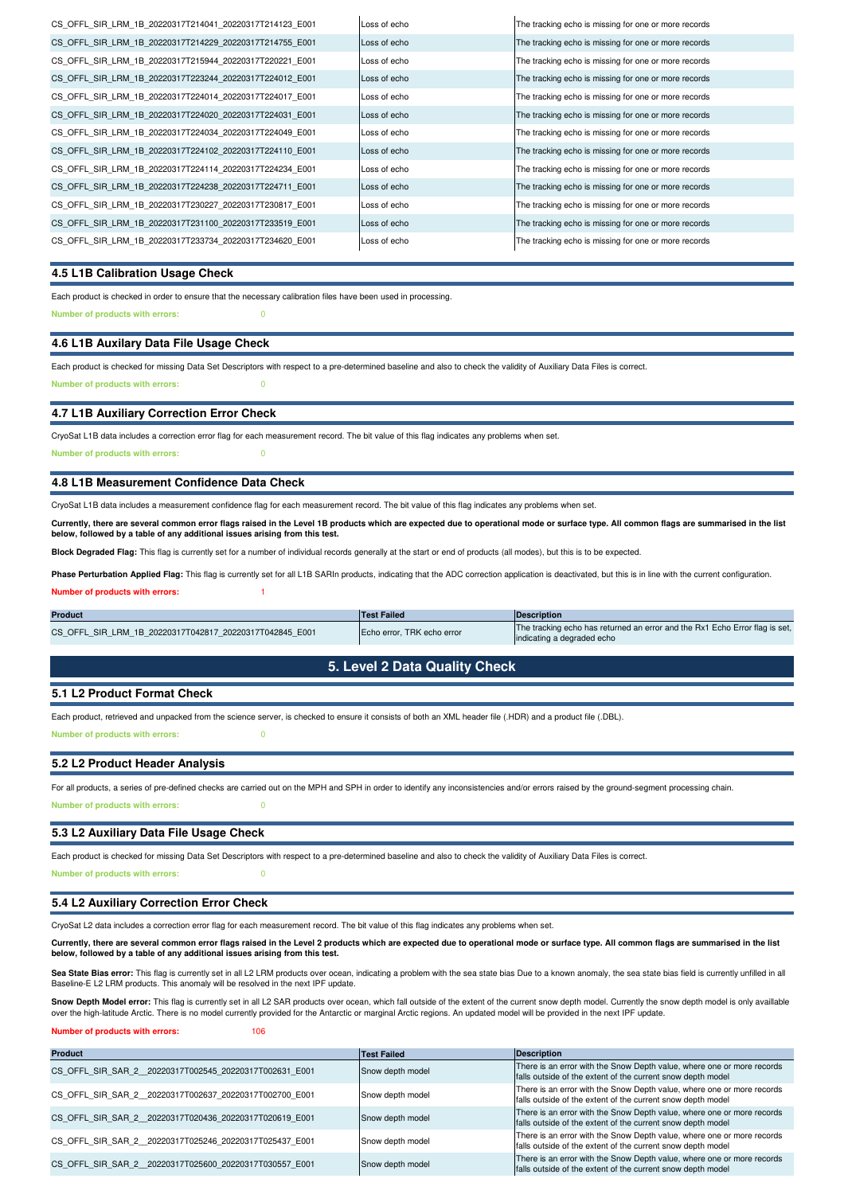| | | |
|---|---|---|
| CS_OFFL_SIR_LRM_1B_20220317T214041_20220317T214123_E001 | Loss of echo | The tracking echo is missing for one or more records |
| CS_OFFL_SIR_LRM_1B_20220317T214229_20220317T214755_E001 | Loss of echo | The tracking echo is missing for one or more records |
| CS_OFFL_SIR_LRM_1B_20220317T215944_20220317T220221_E001 | Loss of echo | The tracking echo is missing for one or more records |
| CS_OFFL_SIR_LRM_1B_20220317T223244_20220317T224012_E001 | Loss of echo | The tracking echo is missing for one or more records |
| CS_OFFL_SIR_LRM_1B_20220317T224014_20220317T224017_E001 | Loss of echo | The tracking echo is missing for one or more records |
| CS_OFFL_SIR_LRM_1B_20220317T224020_20220317T224031_E001 | Loss of echo | The tracking echo is missing for one or more records |
| CS_OFFL_SIR_LRM_1B_20220317T224034_20220317T224049_E001 | Loss of echo | The tracking echo is missing for one or more records |
| CS_OFFL_SIR_LRM_1B_20220317T224102_20220317T224110_E001 | Loss of echo | The tracking echo is missing for one or more records |
| CS_OFFL_SIR_LRM_1B_20220317T224114_20220317T224234_E001 | Loss of echo | The tracking echo is missing for one or more records |
| CS_OFFL_SIR_LRM_1B_20220317T224238_20220317T224711_E001 | Loss of echo | The tracking echo is missing for one or more records |
| CS_OFFL_SIR_LRM_1B_20220317T230227_20220317T230817_E001 | Loss of echo | The tracking echo is missing for one or more records |
| CS_OFFL_SIR_LRM_1B_20220317T231100_20220317T233519_E001 | Loss of echo | The tracking echo is missing for one or more records |
| CS_OFFL_SIR_LRM_1B_20220317T233734_20220317T234620_E001 | Loss of echo | The tracking echo is missing for one or more records |

### 4.5 L1B Calibration Usage Check

Each product is checked in order to ensure that the necessary calibration files have been used in processing.

**Number of products with errors:** 0

### 4.6 L1B Auxilary Data File Usage Check

Each product is checked for missing Data Set Descriptors with respect to a pre-determined baseline and also to check the validity of Auxiliary Data Files is correct.

**Number of products with errors:** 0

### 4.7 L1B Auxiliary Correction Error Check

CryoSat L1B data includes a correction error flag for each measurement record. The bit value of this flag indicates any problems when set.

**Number of products with errors:** 0

### 4.8 L1B Measurement Confidence Data Check

CryoSat L1B data includes a measurement confidence flag for each measurement record. The bit value of this flag indicates any problems when set.

**Currently, there are several common error flags raised in the Level 1B products which are expected due to operational mode or surface type. All common flags are summarised in the list below, followed by a table of any additional issues arising from this test.**

**Block Degraded Flag:** This flag is currently set for a number of individual records generally at the start or end of products (all modes), but this is to be expected.

**Phase Perturbation Applied Flag:** This flag is currently set for all L1B SARIn products, indicating that the ADC correction application is deactivated, but this is in line with the current configuration.

**Number of products with errors:** 1

| Product | Test Failed | Description |
|---|---|---|
| CS_OFFL_SIR_LRM_1B_20220317T042817_20220317T042845_E001 | Echo error, TRK echo error | The tracking echo has returned an error and the Rx1 Echo Error flag is set, indicating a degraded echo |

## 5. Level 2 Data Quality Check

### 5.1 L2 Product Format Check

Each product, retrieved and unpacked from the science server, is checked to ensure it consists of both an XML header file (.HDR) and a product file (.DBL).

**Number of products with errors:** 0

### 5.2 L2 Product Header Analysis

For all products, a series of pre-defined checks are carried out on the MPH and SPH in order to identify any inconsistencies and/or errors raised by the ground-segment processing chain.

**Number of products with errors:** 0

### 5.3 L2 Auxiliary Data File Usage Check

Each product is checked for missing Data Set Descriptors with respect to a pre-determined baseline and also to check the validity of Auxiliary Data Files is correct.

**Number of products with errors:** 0

### 5.4 L2 Auxiliary Correction Error Check

CryoSat L2 data includes a correction error flag for each measurement record. The bit value of this flag indicates any problems when set.

**Currently, there are several common error flags raised in the Level 2 products which are expected due to operational mode or surface type. All common flags are summarised in the list below, followed by a table of any additional issues arising from this test.**

**Sea State Bias error:** This flag is currently set in all L2 LRM products over ocean, indicating a problem with the sea state bias Due to a known anomaly, the sea state bias field is currently unfilled in all Baseline-E L2 LRM products. This anomaly will be resolved in the next IPF update.

**Snow Depth Model error:** This flag is currently set in all L2 SAR products over ocean, which fall outside of the extent of the current snow depth model. Currently the snow depth model is only availlable over the high-latitude Arctic. There is no model currently provided for the Antarctic or marginal Arctic regions. An updated model will be provided in the next IPF update.

**Number of products with errors:** 106

| Product | Test Failed | Description |
|---|---|---|
| CS_OFFL_SIR_SAR_2__20220317T002545_20220317T002631_E001 | Snow depth model | There is an error with the Snow Depth value, where one or more records falls outside of the extent of the current snow depth model |
| CS_OFFL_SIR_SAR_2__20220317T002637_20220317T002700_E001 | Snow depth model | There is an error with the Snow Depth value, where one or more records falls outside of the extent of the current snow depth model |
| CS_OFFL_SIR_SAR_2__20220317T020436_20220317T020619_E001 | Snow depth model | There is an error with the Snow Depth value, where one or more records falls outside of the extent of the current snow depth model |
| CS_OFFL_SIR_SAR_2__20220317T025246_20220317T025437_E001 | Snow depth model | There is an error with the Snow Depth value, where one or more records falls outside of the extent of the current snow depth model |
| CS_OFFL_SIR_SAR_2__20220317T025600_20220317T030557_E001 | Snow depth model | There is an error with the Snow Depth value, where one or more records falls outside of the extent of the current snow depth model |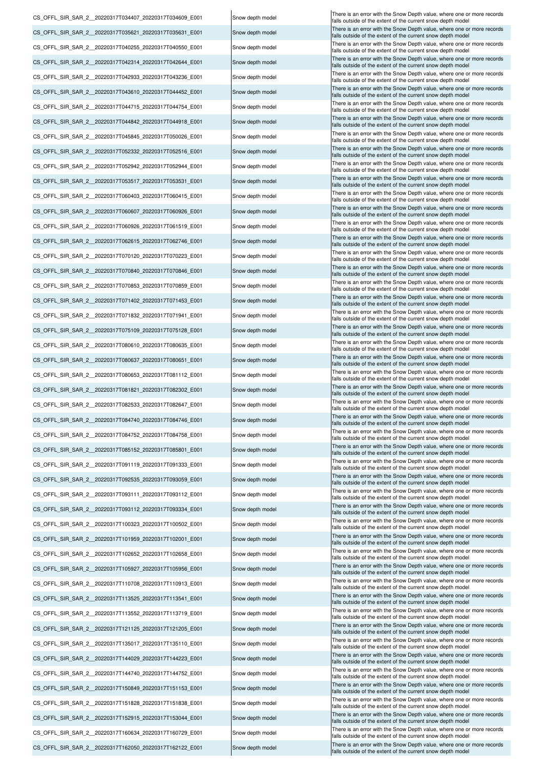| | | |
|---|---|---|
| CS_OFFL_SIR_SAR_2__20220317T034407_20220317T034609_E001 | Snow depth model | There is an error with the Snow Depth value, where one or more records falls outside of the extent of the current snow depth model |
| CS_OFFL_SIR_SAR_2__20220317T035621_20220317T035631_E001 | Snow depth model | There is an error with the Snow Depth value, where one or more records falls outside of the extent of the current snow depth model |
| CS_OFFL_SIR_SAR_2__20220317T040255_20220317T040550_E001 | Snow depth model | There is an error with the Snow Depth value, where one or more records falls outside of the extent of the current snow depth model |
| CS_OFFL_SIR_SAR_2__20220317T042314_20220317T042644_E001 | Snow depth model | There is an error with the Snow Depth value, where one or more records falls outside of the extent of the current snow depth model |
| CS_OFFL_SIR_SAR_2__20220317T042933_20220317T043236_E001 | Snow depth model | There is an error with the Snow Depth value, where one or more records falls outside of the extent of the current snow depth model |
| CS_OFFL_SIR_SAR_2__20220317T043610_20220317T044452_E001 | Snow depth model | There is an error with the Snow Depth value, where one or more records falls outside of the extent of the current snow depth model |
| CS_OFFL_SIR_SAR_2__20220317T044715_20220317T044754_E001 | Snow depth model | There is an error with the Snow Depth value, where one or more records falls outside of the extent of the current snow depth model |
| CS_OFFL_SIR_SAR_2__20220317T044842_20220317T044918_E001 | Snow depth model | There is an error with the Snow Depth value, where one or more records falls outside of the extent of the current snow depth model |
| CS_OFFL_SIR_SAR_2__20220317T045845_20220317T050026_E001 | Snow depth model | There is an error with the Snow Depth value, where one or more records falls outside of the extent of the current snow depth model |
| CS_OFFL_SIR_SAR_2__20220317T052332_20220317T052516_E001 | Snow depth model | There is an error with the Snow Depth value, where one or more records falls outside of the extent of the current snow depth model |
| CS_OFFL_SIR_SAR_2__20220317T052942_20220317T052944_E001 | Snow depth model | There is an error with the Snow Depth value, where one or more records falls outside of the extent of the current snow depth model |
| CS_OFFL_SIR_SAR_2__20220317T053517_20220317T053531_E001 | Snow depth model | There is an error with the Snow Depth value, where one or more records falls outside of the extent of the current snow depth model |
| CS_OFFL_SIR_SAR_2__20220317T060403_20220317T060415_E001 | Snow depth model | There is an error with the Snow Depth value, where one or more records falls outside of the extent of the current snow depth model |
| CS_OFFL_SIR_SAR_2__20220317T060607_20220317T060926_E001 | Snow depth model | There is an error with the Snow Depth value, where one or more records falls outside of the extent of the current snow depth model |
| CS_OFFL_SIR_SAR_2__20220317T060926_20220317T061519_E001 | Snow depth model | There is an error with the Snow Depth value, where one or more records falls outside of the extent of the current snow depth model |
| CS_OFFL_SIR_SAR_2__20220317T062615_20220317T062746_E001 | Snow depth model | There is an error with the Snow Depth value, where one or more records falls outside of the extent of the current snow depth model |
| CS_OFFL_SIR_SAR_2__20220317T070120_20220317T070223_E001 | Snow depth model | There is an error with the Snow Depth value, where one or more records falls outside of the extent of the current snow depth model |
| CS_OFFL_SIR_SAR_2__20220317T070840_20220317T070846_E001 | Snow depth model | There is an error with the Snow Depth value, where one or more records falls outside of the extent of the current snow depth model |
| CS_OFFL_SIR_SAR_2__20220317T070853_20220317T070859_E001 | Snow depth model | There is an error with the Snow Depth value, where one or more records falls outside of the extent of the current snow depth model |
| CS_OFFL_SIR_SAR_2__20220317T071402_20220317T071453_E001 | Snow depth model | There is an error with the Snow Depth value, where one or more records falls outside of the extent of the current snow depth model |
| CS_OFFL_SIR_SAR_2__20220317T071832_20220317T071941_E001 | Snow depth model | There is an error with the Snow Depth value, where one or more records falls outside of the extent of the current snow depth model |
| CS_OFFL_SIR_SAR_2__20220317T075109_20220317T075128_E001 | Snow depth model | There is an error with the Snow Depth value, where one or more records falls outside of the extent of the current snow depth model |
| CS_OFFL_SIR_SAR_2__20220317T080610_20220317T080635_E001 | Snow depth model | There is an error with the Snow Depth value, where one or more records falls outside of the extent of the current snow depth model |
| CS_OFFL_SIR_SAR_2__20220317T080637_20220317T080651_E001 | Snow depth model | There is an error with the Snow Depth value, where one or more records falls outside of the extent of the current snow depth model |
| CS_OFFL_SIR_SAR_2__20220317T080653_20220317T081112_E001 | Snow depth model | There is an error with the Snow Depth value, where one or more records falls outside of the extent of the current snow depth model |
| CS_OFFL_SIR_SAR_2__20220317T081821_20220317T082302_E001 | Snow depth model | There is an error with the Snow Depth value, where one or more records falls outside of the extent of the current snow depth model |
| CS_OFFL_SIR_SAR_2__20220317T082533_20220317T082647_E001 | Snow depth model | There is an error with the Snow Depth value, where one or more records falls outside of the extent of the current snow depth model |
| CS_OFFL_SIR_SAR_2__20220317T084740_20220317T084746_E001 | Snow depth model | There is an error with the Snow Depth value, where one or more records falls outside of the extent of the current snow depth model |
| CS_OFFL_SIR_SAR_2__20220317T084752_20220317T084758_E001 | Snow depth model | There is an error with the Snow Depth value, where one or more records falls outside of the extent of the current snow depth model |
| CS_OFFL_SIR_SAR_2__20220317T085152_20220317T085801_E001 | Snow depth model | There is an error with the Snow Depth value, where one or more records falls outside of the extent of the current snow depth model |
| CS_OFFL_SIR_SAR_2__20220317T091119_20220317T091333_E001 | Snow depth model | There is an error with the Snow Depth value, where one or more records falls outside of the extent of the current snow depth model |
| CS_OFFL_SIR_SAR_2__20220317T092535_20220317T093059_E001 | Snow depth model | There is an error with the Snow Depth value, where one or more records falls outside of the extent of the current snow depth model |
| CS_OFFL_SIR_SAR_2__20220317T093111_20220317T093112_E001 | Snow depth model | There is an error with the Snow Depth value, where one or more records falls outside of the extent of the current snow depth model |
| CS_OFFL_SIR_SAR_2__20220317T093112_20220317T093334_E001 | Snow depth model | There is an error with the Snow Depth value, where one or more records falls outside of the extent of the current snow depth model |
| CS_OFFL_SIR_SAR_2__20220317T100323_20220317T100502_E001 | Snow depth model | There is an error with the Snow Depth value, where one or more records falls outside of the extent of the current snow depth model |
| CS_OFFL_SIR_SAR_2__20220317T101959_20220317T102001_E001 | Snow depth model | There is an error with the Snow Depth value, where one or more records falls outside of the extent of the current snow depth model |
| CS_OFFL_SIR_SAR_2__20220317T102652_20220317T102658_E001 | Snow depth model | There is an error with the Snow Depth value, where one or more records falls outside of the extent of the current snow depth model |
| CS_OFFL_SIR_SAR_2__20220317T105927_20220317T105956_E001 | Snow depth model | There is an error with the Snow Depth value, where one or more records falls outside of the extent of the current snow depth model |
| CS_OFFL_SIR_SAR_2__20220317T110708_20220317T110913_E001 | Snow depth model | There is an error with the Snow Depth value, where one or more records falls outside of the extent of the current snow depth model |
| CS_OFFL_SIR_SAR_2__20220317T113525_20220317T113541_E001 | Snow depth model | There is an error with the Snow Depth value, where one or more records falls outside of the extent of the current snow depth model |
| CS_OFFL_SIR_SAR_2__20220317T113552_20220317T113719_E001 | Snow depth model | There is an error with the Snow Depth value, where one or more records falls outside of the extent of the current snow depth model |
| CS_OFFL_SIR_SAR_2__20220317T121125_20220317T121205_E001 | Snow depth model | There is an error with the Snow Depth value, where one or more records falls outside of the extent of the current snow depth model |
| CS_OFFL_SIR_SAR_2__20220317T135017_20220317T135110_E001 | Snow depth model | There is an error with the Snow Depth value, where one or more records falls outside of the extent of the current snow depth model |
| CS_OFFL_SIR_SAR_2__20220317T144029_20220317T144223_E001 | Snow depth model | There is an error with the Snow Depth value, where one or more records falls outside of the extent of the current snow depth model |
| CS_OFFL_SIR_SAR_2__20220317T144740_20220317T144752_E001 | Snow depth model | There is an error with the Snow Depth value, where one or more records falls outside of the extent of the current snow depth model |
| CS_OFFL_SIR_SAR_2__20220317T150849_20220317T151153_E001 | Snow depth model | There is an error with the Snow Depth value, where one or more records falls outside of the extent of the current snow depth model |
| CS_OFFL_SIR_SAR_2__20220317T151828_20220317T151838_E001 | Snow depth model | There is an error with the Snow Depth value, where one or more records falls outside of the extent of the current snow depth model |
| CS_OFFL_SIR_SAR_2__20220317T152915_20220317T153044_E001 | Snow depth model | There is an error with the Snow Depth value, where one or more records falls outside of the extent of the current snow depth model |
| CS_OFFL_SIR_SAR_2__20220317T160634_20220317T160729_E001 | Snow depth model | There is an error with the Snow Depth value, where one or more records falls outside of the extent of the current snow depth model |
| CS_OFFL_SIR_SAR_2__20220317T162050_20220317T162122_E001 | Snow depth model | There is an error with the Snow Depth value, where one or more records falls outside of the extent of the current snow depth model |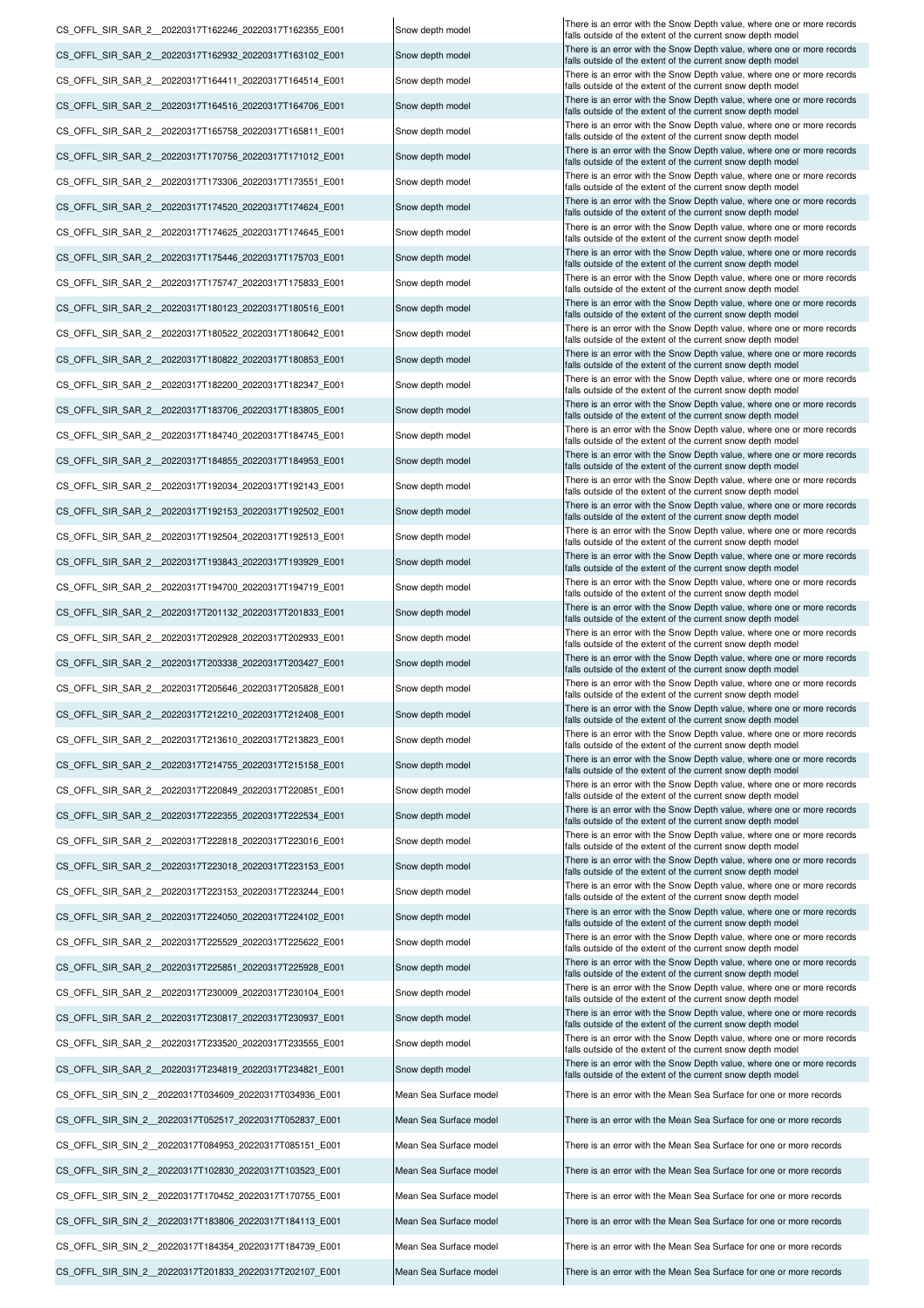| | | |
|---|---|---|
| CS_OFFL_SIR_SAR_2__20220317T162246_20220317T162355_E001 | Snow depth model | There is an error with the Snow Depth value, where one or more records falls outside of the extent of the current snow depth model |
| CS_OFFL_SIR_SAR_2__20220317T162932_20220317T163102_E001 | Snow depth model | There is an error with the Snow Depth value, where one or more records falls outside of the extent of the current snow depth model |
| CS_OFFL_SIR_SAR_2__20220317T164411_20220317T164514_E001 | Snow depth model | There is an error with the Snow Depth value, where one or more records falls outside of the extent of the current snow depth model |
| CS_OFFL_SIR_SAR_2__20220317T164516_20220317T164706_E001 | Snow depth model | There is an error with the Snow Depth value, where one or more records falls outside of the extent of the current snow depth model |
| CS_OFFL_SIR_SAR_2__20220317T165758_20220317T165811_E001 | Snow depth model | There is an error with the Snow Depth value, where one or more records falls outside of the extent of the current snow depth model |
| CS_OFFL_SIR_SAR_2__20220317T170756_20220317T171012_E001 | Snow depth model | There is an error with the Snow Depth value, where one or more records falls outside of the extent of the current snow depth model |
| CS_OFFL_SIR_SAR_2__20220317T173306_20220317T173551_E001 | Snow depth model | There is an error with the Snow Depth value, where one or more records falls outside of the extent of the current snow depth model |
| CS_OFFL_SIR_SAR_2__20220317T174520_20220317T174624_E001 | Snow depth model | There is an error with the Snow Depth value, where one or more records falls outside of the extent of the current snow depth model |
| CS_OFFL_SIR_SAR_2__20220317T174625_20220317T174645_E001 | Snow depth model | There is an error with the Snow Depth value, where one or more records falls outside of the extent of the current snow depth model |
| CS_OFFL_SIR_SAR_2__20220317T175446_20220317T175703_E001 | Snow depth model | There is an error with the Snow Depth value, where one or more records falls outside of the extent of the current snow depth model |
| CS_OFFL_SIR_SAR_2__20220317T175747_20220317T175833_E001 | Snow depth model | There is an error with the Snow Depth value, where one or more records falls outside of the extent of the current snow depth model |
| CS_OFFL_SIR_SAR_2__20220317T180123_20220317T180516_E001 | Snow depth model | There is an error with the Snow Depth value, where one or more records falls outside of the extent of the current snow depth model |
| CS_OFFL_SIR_SAR_2__20220317T180522_20220317T180642_E001 | Snow depth model | There is an error with the Snow Depth value, where one or more records falls outside of the extent of the current snow depth model |
| CS_OFFL_SIR_SAR_2__20220317T180822_20220317T180853_E001 | Snow depth model | There is an error with the Snow Depth value, where one or more records falls outside of the extent of the current snow depth model |
| CS_OFFL_SIR_SAR_2__20220317T182200_20220317T182347_E001 | Snow depth model | There is an error with the Snow Depth value, where one or more records falls outside of the extent of the current snow depth model |
| CS_OFFL_SIR_SAR_2__20220317T183706_20220317T183805_E001 | Snow depth model | There is an error with the Snow Depth value, where one or more records falls outside of the extent of the current snow depth model |
| CS_OFFL_SIR_SAR_2__20220317T184740_20220317T184745_E001 | Snow depth model | There is an error with the Snow Depth value, where one or more records falls outside of the extent of the current snow depth model |
| CS_OFFL_SIR_SAR_2__20220317T184855_20220317T184953_E001 | Snow depth model | There is an error with the Snow Depth value, where one or more records falls outside of the extent of the current snow depth model |
| CS_OFFL_SIR_SAR_2__20220317T192034_20220317T192143_E001 | Snow depth model | There is an error with the Snow Depth value, where one or more records falls outside of the extent of the current snow depth model |
| CS_OFFL_SIR_SAR_2__20220317T192153_20220317T192502_E001 | Snow depth model | There is an error with the Snow Depth value, where one or more records falls outside of the extent of the current snow depth model |
| CS_OFFL_SIR_SAR_2__20220317T192504_20220317T192513_E001 | Snow depth model | There is an error with the Snow Depth value, where one or more records falls outside of the extent of the current snow depth model |
| CS_OFFL_SIR_SAR_2__20220317T193843_20220317T193929_E001 | Snow depth model | There is an error with the Snow Depth value, where one or more records falls outside of the extent of the current snow depth model |
| CS_OFFL_SIR_SAR_2__20220317T194700_20220317T194719_E001 | Snow depth model | There is an error with the Snow Depth value, where one or more records falls outside of the extent of the current snow depth model |
| CS_OFFL_SIR_SAR_2__20220317T201132_20220317T201833_E001 | Snow depth model | There is an error with the Snow Depth value, where one or more records falls outside of the extent of the current snow depth model |
| CS_OFFL_SIR_SAR_2__20220317T202928_20220317T202933_E001 | Snow depth model | There is an error with the Snow Depth value, where one or more records falls outside of the extent of the current snow depth model |
| CS_OFFL_SIR_SAR_2__20220317T203338_20220317T203427_E001 | Snow depth model | There is an error with the Snow Depth value, where one or more records falls outside of the extent of the current snow depth model |
| CS_OFFL_SIR_SAR_2__20220317T205646_20220317T205828_E001 | Snow depth model | There is an error with the Snow Depth value, where one or more records falls outside of the extent of the current snow depth model |
| CS_OFFL_SIR_SAR_2__20220317T212210_20220317T212408_E001 | Snow depth model | There is an error with the Snow Depth value, where one or more records falls outside of the extent of the current snow depth model |
| CS_OFFL_SIR_SAR_2__20220317T213610_20220317T213823_E001 | Snow depth model | There is an error with the Snow Depth value, where one or more records falls outside of the extent of the current snow depth model |
| CS_OFFL_SIR_SAR_2__20220317T214755_20220317T215158_E001 | Snow depth model | There is an error with the Snow Depth value, where one or more records falls outside of the extent of the current snow depth model |
| CS_OFFL_SIR_SAR_2__20220317T220849_20220317T220851_E001 | Snow depth model | There is an error with the Snow Depth value, where one or more records falls outside of the extent of the current snow depth model |
| CS_OFFL_SIR_SAR_2__20220317T222355_20220317T222534_E001 | Snow depth model | There is an error with the Snow Depth value, where one or more records falls outside of the extent of the current snow depth model |
| CS_OFFL_SIR_SAR_2__20220317T222818_20220317T223016_E001 | Snow depth model | There is an error with the Snow Depth value, where one or more records falls outside of the extent of the current snow depth model |
| CS_OFFL_SIR_SAR_2__20220317T223018_20220317T223153_E001 | Snow depth model | There is an error with the Snow Depth value, where one or more records falls outside of the extent of the current snow depth model |
| CS_OFFL_SIR_SAR_2__20220317T223153_20220317T223244_E001 | Snow depth model | There is an error with the Snow Depth value, where one or more records falls outside of the extent of the current snow depth model |
| CS_OFFL_SIR_SAR_2__20220317T224050_20220317T224102_E001 | Snow depth model | There is an error with the Snow Depth value, where one or more records falls outside of the extent of the current snow depth model |
| CS_OFFL_SIR_SAR_2__20220317T225529_20220317T225622_E001 | Snow depth model | There is an error with the Snow Depth value, where one or more records falls outside of the extent of the current snow depth model |
| CS_OFFL_SIR_SAR_2__20220317T225851_20220317T225928_E001 | Snow depth model | There is an error with the Snow Depth value, where one or more records falls outside of the extent of the current snow depth model |
| CS_OFFL_SIR_SAR_2__20220317T230009_20220317T230104_E001 | Snow depth model | There is an error with the Snow Depth value, where one or more records falls outside of the extent of the current snow depth model |
| CS_OFFL_SIR_SAR_2__20220317T230817_20220317T230937_E001 | Snow depth model | There is an error with the Snow Depth value, where one or more records falls outside of the extent of the current snow depth model |
| CS_OFFL_SIR_SAR_2__20220317T233520_20220317T233555_E001 | Snow depth model | There is an error with the Snow Depth value, where one or more records falls outside of the extent of the current snow depth model |
| CS_OFFL_SIR_SAR_2__20220317T234819_20220317T234821_E001 | Snow depth model | There is an error with the Snow Depth value, where one or more records falls outside of the extent of the current snow depth model |
| CS_OFFL_SIR_SIN_2__20220317T034609_20220317T034936_E001 | Mean Sea Surface model | There is an error with the Mean Sea Surface for one or more records |
| CS_OFFL_SIR_SIN_2__20220317T052517_20220317T052837_E001 | Mean Sea Surface model | There is an error with the Mean Sea Surface for one or more records |
| CS_OFFL_SIR_SIN_2__20220317T084953_20220317T085151_E001 | Mean Sea Surface model | There is an error with the Mean Sea Surface for one or more records |
| CS_OFFL_SIR_SIN_2__20220317T102830_20220317T103523_E001 | Mean Sea Surface model | There is an error with the Mean Sea Surface for one or more records |
| CS_OFFL_SIR_SIN_2__20220317T170452_20220317T170755_E001 | Mean Sea Surface model | There is an error with the Mean Sea Surface for one or more records |
| CS_OFFL_SIR_SIN_2__20220317T183806_20220317T184113_E001 | Mean Sea Surface model | There is an error with the Mean Sea Surface for one or more records |
| CS_OFFL_SIR_SIN_2__20220317T184354_20220317T184739_E001 | Mean Sea Surface model | There is an error with the Mean Sea Surface for one or more records |
| CS_OFFL_SIR_SIN_2__20220317T201833_20220317T202107_E001 | Mean Sea Surface model | There is an error with the Mean Sea Surface for one or more records |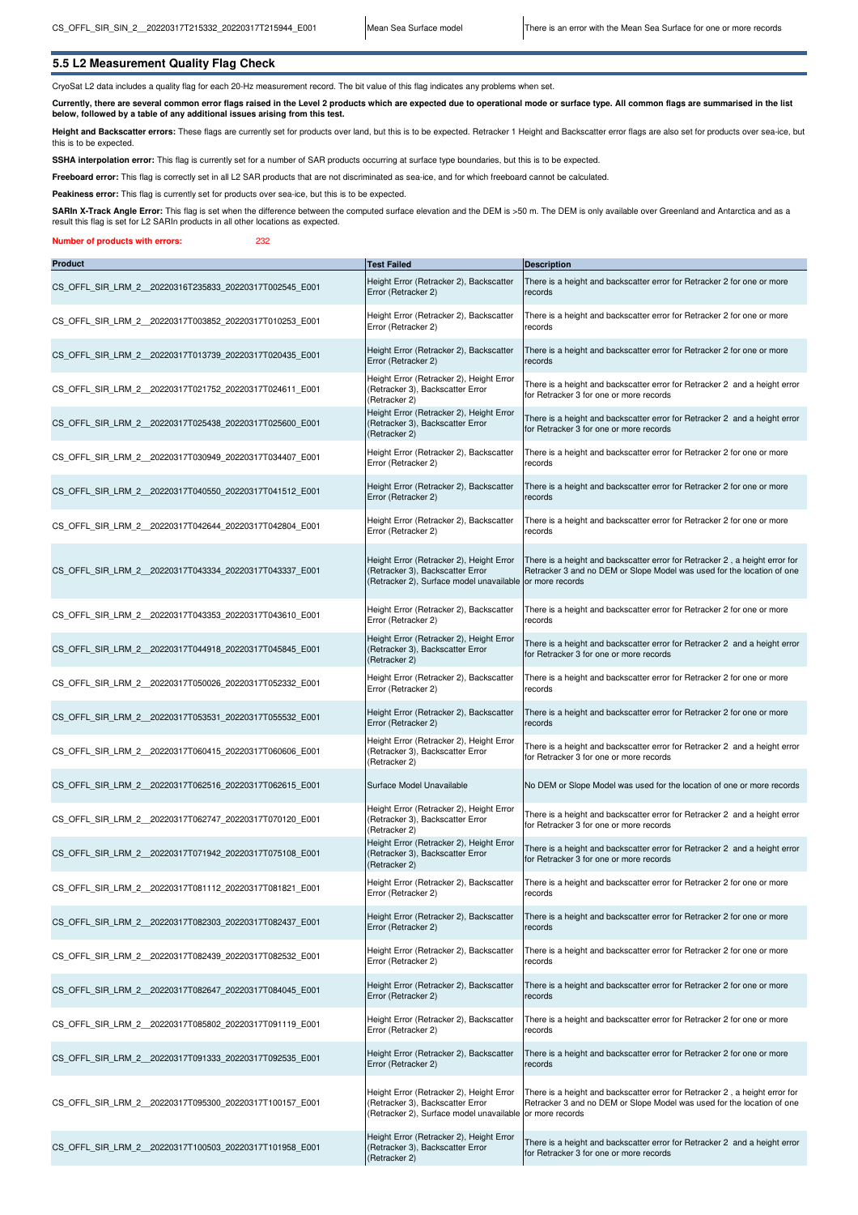| CS_OFFL_SIR_SIN_2__20220317T215332_20220317T215944_E001 | Mean Sea Surface model | There is an error with the Mean Sea Surface for one or more records |
|---|---|---|

## 5.5 L2 Measurement Quality Flag Check

CryoSat L2 data includes a quality flag for each 20-Hz measurement record. The bit value of this flag indicates any problems when set.

**Currently, there are several common error flags raised in the Level 2 products which are expected due to operational mode or surface type. All common flags are summarised in the list below, followed by a table of any additional issues arising from this test.**

**Height and Backscatter errors:** These flags are currently set for products over land, but this is to be expected. Retracker 1 Height and Backscatter error flags are also set for products over sea-ice, but this is to be expected.

**SSHA interpolation error:** This flag is currently set for a number of SAR products occurring at surface type boundaries, but this is to be expected.

**Freeboard error:** This flag is correctly set in all L2 SAR products that are not discriminated as sea-ice, and for which freeboard cannot be calculated.

**Peakiness error:** This flag is currently set for products over sea-ice, but this is to be expected.

**SARIn X-Track Angle Error:** This flag is set when the difference between the computed surface elevation and the DEM is >50 m. The DEM is only available over Greenland and Antarctica and as a result this flag is set for L2 SARIn products in all other locations as expected.

**Number of products with errors:** 232

| Product | Test Failed | Description |
|---|---|---|
| CS_OFFL_SIR_LRM_2__20220316T235833_20220317T002545_E001 | Height Error (Retracker 2), Backscatter Error (Retracker 2) | There is a height and backscatter error for Retracker 2 for one or more records |
| CS_OFFL_SIR_LRM_2__20220317T003852_20220317T010253_E001 | Height Error (Retracker 2), Backscatter Error (Retracker 2) | There is a height and backscatter error for Retracker 2 for one or more records |
| CS_OFFL_SIR_LRM_2__20220317T013739_20220317T020435_E001 | Height Error (Retracker 2), Backscatter Error (Retracker 2) | There is a height and backscatter error for Retracker 2 for one or more records |
| CS_OFFL_SIR_LRM_2__20220317T021752_20220317T024611_E001 | Height Error (Retracker 2), Height Error (Retracker 3), Backscatter Error (Retracker 2) | There is a height and backscatter error for Retracker 2 and a height error for Retracker 3 for one or more records |
| CS_OFFL_SIR_LRM_2__20220317T025438_20220317T025600_E001 | Height Error (Retracker 2), Height Error (Retracker 3), Backscatter Error (Retracker 2) | There is a height and backscatter error for Retracker 2 and a height error for Retracker 3 for one or more records |
| CS_OFFL_SIR_LRM_2__20220317T030949_20220317T034407_E001 | Height Error (Retracker 2), Backscatter Error (Retracker 2) | There is a height and backscatter error for Retracker 2 for one or more records |
| CS_OFFL_SIR_LRM_2__20220317T040550_20220317T041512_E001 | Height Error (Retracker 2), Backscatter Error (Retracker 2) | There is a height and backscatter error for Retracker 2 for one or more records |
| CS_OFFL_SIR_LRM_2__20220317T042644_20220317T042804_E001 | Height Error (Retracker 2), Backscatter Error (Retracker 2) | There is a height and backscatter error for Retracker 2 for one or more records |
| CS_OFFL_SIR_LRM_2__20220317T043334_20220317T043337_E001 | Height Error (Retracker 2), Height Error (Retracker 3), Backscatter Error (Retracker 2), Surface model unavailable | There is a height and backscatter error for Retracker 2 , a height error for Retracker 3 and no DEM or Slope Model was used for the location of one or more records |
| CS_OFFL_SIR_LRM_2__20220317T043353_20220317T043610_E001 | Height Error (Retracker 2), Backscatter Error (Retracker 2) | There is a height and backscatter error for Retracker 2 for one or more records |
| CS_OFFL_SIR_LRM_2__20220317T044918_20220317T045845_E001 | Height Error (Retracker 2), Height Error (Retracker 3), Backscatter Error (Retracker 2) | There is a height and backscatter error for Retracker 2 and a height error for Retracker 3 for one or more records |
| CS_OFFL_SIR_LRM_2__20220317T050026_20220317T052332_E001 | Height Error (Retracker 2), Backscatter Error (Retracker 2) | There is a height and backscatter error for Retracker 2 for one or more records |
| CS_OFFL_SIR_LRM_2__20220317T053531_20220317T055532_E001 | Height Error (Retracker 2), Backscatter Error (Retracker 2) | There is a height and backscatter error for Retracker 2 for one or more records |
| CS_OFFL_SIR_LRM_2__20220317T060415_20220317T060606_E001 | Height Error (Retracker 2), Height Error (Retracker 3), Backscatter Error (Retracker 2) | There is a height and backscatter error for Retracker 2 and a height error for Retracker 3 for one or more records |
| CS_OFFL_SIR_LRM_2__20220317T062516_20220317T062615_E001 | Surface Model Unavailable | No DEM or Slope Model was used for the location of one or more records |
| CS_OFFL_SIR_LRM_2__20220317T062747_20220317T070120_E001 | Height Error (Retracker 2), Height Error (Retracker 3), Backscatter Error (Retracker 2) | There is a height and backscatter error for Retracker 2 and a height error for Retracker 3 for one or more records |
| CS_OFFL_SIR_LRM_2__20220317T071942_20220317T075108_E001 | Height Error (Retracker 2), Height Error (Retracker 3), Backscatter Error (Retracker 2) | There is a height and backscatter error for Retracker 2 and a height error for Retracker 3 for one or more records |
| CS_OFFL_SIR_LRM_2__20220317T081112_20220317T081821_E001 | Height Error (Retracker 2), Backscatter Error (Retracker 2) | There is a height and backscatter error for Retracker 2 for one or more records |
| CS_OFFL_SIR_LRM_2__20220317T082303_20220317T082437_E001 | Height Error (Retracker 2), Backscatter Error (Retracker 2) | There is a height and backscatter error for Retracker 2 for one or more records |
| CS_OFFL_SIR_LRM_2__20220317T082439_20220317T082532_E001 | Height Error (Retracker 2), Backscatter Error (Retracker 2) | There is a height and backscatter error for Retracker 2 for one or more records |
| CS_OFFL_SIR_LRM_2__20220317T082647_20220317T084045_E001 | Height Error (Retracker 2), Backscatter Error (Retracker 2) | There is a height and backscatter error for Retracker 2 for one or more records |
| CS_OFFL_SIR_LRM_2__20220317T085802_20220317T091119_E001 | Height Error (Retracker 2), Backscatter Error (Retracker 2) | There is a height and backscatter error for Retracker 2 for one or more records |
| CS_OFFL_SIR_LRM_2__20220317T091333_20220317T092535_E001 | Height Error (Retracker 2), Backscatter Error (Retracker 2) | There is a height and backscatter error for Retracker 2 for one or more records |
| CS_OFFL_SIR_LRM_2__20220317T095300_20220317T100157_E001 | Height Error (Retracker 2), Height Error (Retracker 3), Backscatter Error (Retracker 2), Surface model unavailable | There is a height and backscatter error for Retracker 2 , a height error for Retracker 3 and no DEM or Slope Model was used for the location of one or more records |
| CS_OFFL_SIR_LRM_2__20220317T100503_20220317T101958_E001 | Height Error (Retracker 2), Height Error (Retracker 3), Backscatter Error (Retracker 2) | There is a height and backscatter error for Retracker 2 and a height error for Retracker 3 for one or more records |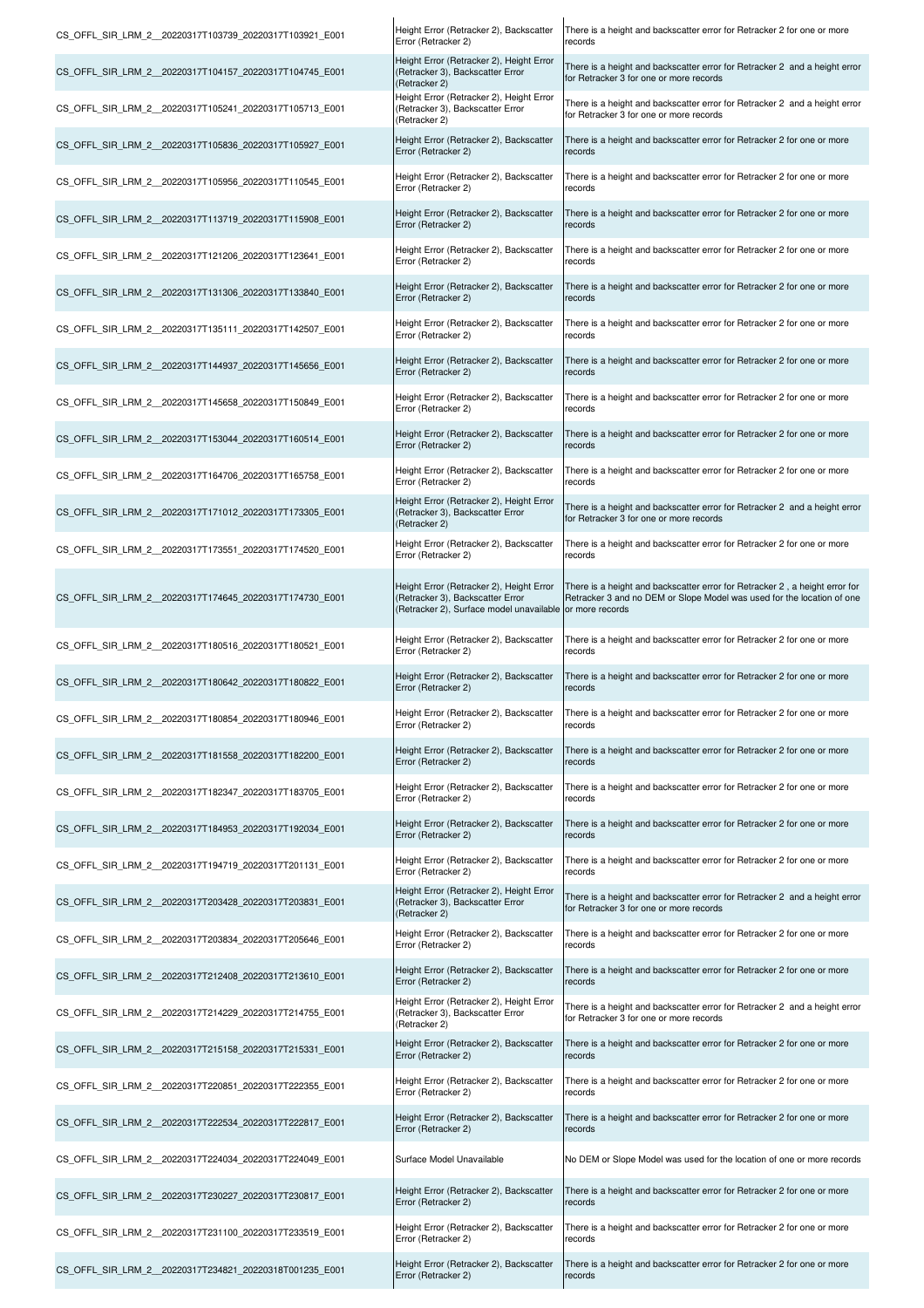| | | |
|---|---|---|
| CS_OFFL_SIR_LRM_2__20220317T103739_20220317T103921_E001 | Height Error (Retracker 2), Backscatter Error (Retracker 2) | There is a height and backscatter error for Retracker 2 for one or more records |
| CS_OFFL_SIR_LRM_2__20220317T104157_20220317T104745_E001 | Height Error (Retracker 2), Height Error (Retracker 3), Backscatter Error (Retracker 2) | There is a height and backscatter error for Retracker 2 and a height error for Retracker 3 for one or more records |
| CS_OFFL_SIR_LRM_2__20220317T105241_20220317T105713_E001 | Height Error (Retracker 2), Height Error (Retracker 3), Backscatter Error (Retracker 2) | There is a height and backscatter error for Retracker 2 and a height error for Retracker 3 for one or more records |
| CS_OFFL_SIR_LRM_2__20220317T105836_20220317T105927_E001 | Height Error (Retracker 2), Backscatter Error (Retracker 2) | There is a height and backscatter error for Retracker 2 for one or more records |
| CS_OFFL_SIR_LRM_2__20220317T105956_20220317T110545_E001 | Height Error (Retracker 2), Backscatter Error (Retracker 2) | There is a height and backscatter error for Retracker 2 for one or more records |
| CS_OFFL_SIR_LRM_2__20220317T113719_20220317T115908_E001 | Height Error (Retracker 2), Backscatter Error (Retracker 2) | There is a height and backscatter error for Retracker 2 for one or more records |
| CS_OFFL_SIR_LRM_2__20220317T121206_20220317T123641_E001 | Height Error (Retracker 2), Backscatter Error (Retracker 2) | There is a height and backscatter error for Retracker 2 for one or more records |
| CS_OFFL_SIR_LRM_2__20220317T131306_20220317T133840_E001 | Height Error (Retracker 2), Backscatter Error (Retracker 2) | There is a height and backscatter error for Retracker 2 for one or more records |
| CS_OFFL_SIR_LRM_2__20220317T135111_20220317T142507_E001 | Height Error (Retracker 2), Backscatter Error (Retracker 2) | There is a height and backscatter error for Retracker 2 for one or more records |
| CS_OFFL_SIR_LRM_2__20220317T144937_20220317T145656_E001 | Height Error (Retracker 2), Backscatter Error (Retracker 2) | There is a height and backscatter error for Retracker 2 for one or more records |
| CS_OFFL_SIR_LRM_2__20220317T145658_20220317T150849_E001 | Height Error (Retracker 2), Backscatter Error (Retracker 2) | There is a height and backscatter error for Retracker 2 for one or more records |
| CS_OFFL_SIR_LRM_2__20220317T153044_20220317T160514_E001 | Height Error (Retracker 2), Backscatter Error (Retracker 2) | There is a height and backscatter error for Retracker 2 for one or more records |
| CS_OFFL_SIR_LRM_2__20220317T164706_20220317T165758_E001 | Height Error (Retracker 2), Backscatter Error (Retracker 2) | There is a height and backscatter error for Retracker 2 for one or more records |
| CS_OFFL_SIR_LRM_2__20220317T171012_20220317T173305_E001 | Height Error (Retracker 2), Height Error (Retracker 3), Backscatter Error (Retracker 2) | There is a height and backscatter error for Retracker 2 and a height error for Retracker 3 for one or more records |
| CS_OFFL_SIR_LRM_2__20220317T173551_20220317T174520_E001 | Height Error (Retracker 2), Backscatter Error (Retracker 2) | There is a height and backscatter error for Retracker 2 for one or more records |
| CS_OFFL_SIR_LRM_2__20220317T174645_20220317T174730_E001 | Height Error (Retracker 2), Height Error (Retracker 3), Backscatter Error (Retracker 2), Surface model unavailable | There is a height and backscatter error for Retracker 2 , a height error for Retracker 3 and no DEM or Slope Model was used for the location of one or more records |
| CS_OFFL_SIR_LRM_2__20220317T180516_20220317T180521_E001 | Height Error (Retracker 2), Backscatter Error (Retracker 2) | There is a height and backscatter error for Retracker 2 for one or more records |
| CS_OFFL_SIR_LRM_2__20220317T180642_20220317T180822_E001 | Height Error (Retracker 2), Backscatter Error (Retracker 2) | There is a height and backscatter error for Retracker 2 for one or more records |
| CS_OFFL_SIR_LRM_2__20220317T180854_20220317T180946_E001 | Height Error (Retracker 2), Backscatter Error (Retracker 2) | There is a height and backscatter error for Retracker 2 for one or more records |
| CS_OFFL_SIR_LRM_2__20220317T181558_20220317T182200_E001 | Height Error (Retracker 2), Backscatter Error (Retracker 2) | There is a height and backscatter error for Retracker 2 for one or more records |
| CS_OFFL_SIR_LRM_2__20220317T182347_20220317T183705_E001 | Height Error (Retracker 2), Backscatter Error (Retracker 2) | There is a height and backscatter error for Retracker 2 for one or more records |
| CS_OFFL_SIR_LRM_2__20220317T184953_20220317T192034_E001 | Height Error (Retracker 2), Backscatter Error (Retracker 2) | There is a height and backscatter error for Retracker 2 for one or more records |
| CS_OFFL_SIR_LRM_2__20220317T194719_20220317T201131_E001 | Height Error (Retracker 2), Backscatter Error (Retracker 2) | There is a height and backscatter error for Retracker 2 for one or more records |
| CS_OFFL_SIR_LRM_2__20220317T203428_20220317T203831_E001 | Height Error (Retracker 2), Height Error (Retracker 3), Backscatter Error (Retracker 2) | There is a height and backscatter error for Retracker 2 and a height error for Retracker 3 for one or more records |
| CS_OFFL_SIR_LRM_2__20220317T203834_20220317T205646_E001 | Height Error (Retracker 2), Backscatter Error (Retracker 2) | There is a height and backscatter error for Retracker 2 for one or more records |
| CS_OFFL_SIR_LRM_2__20220317T212408_20220317T213610_E001 | Height Error (Retracker 2), Backscatter Error (Retracker 2) | There is a height and backscatter error for Retracker 2 for one or more records |
| CS_OFFL_SIR_LRM_2__20220317T214229_20220317T214755_E001 | Height Error (Retracker 2), Height Error (Retracker 3), Backscatter Error (Retracker 2) | There is a height and backscatter error for Retracker 2 and a height error for Retracker 3 for one or more records |
| CS_OFFL_SIR_LRM_2__20220317T215158_20220317T215331_E001 | Height Error (Retracker 2), Backscatter Error (Retracker 2) | There is a height and backscatter error for Retracker 2 for one or more records |
| CS_OFFL_SIR_LRM_2__20220317T220851_20220317T222355_E001 | Height Error (Retracker 2), Backscatter Error (Retracker 2) | There is a height and backscatter error for Retracker 2 for one or more records |
| CS_OFFL_SIR_LRM_2__20220317T222534_20220317T222817_E001 | Height Error (Retracker 2), Backscatter Error (Retracker 2) | There is a height and backscatter error for Retracker 2 for one or more records |
| CS_OFFL_SIR_LRM_2__20220317T224034_20220317T224049_E001 | Surface Model Unavailable | No DEM or Slope Model was used for the location of one or more records |
| CS_OFFL_SIR_LRM_2__20220317T230227_20220317T230817_E001 | Height Error (Retracker 2), Backscatter Error (Retracker 2) | There is a height and backscatter error for Retracker 2 for one or more records |
| CS_OFFL_SIR_LRM_2__20220317T231100_20220317T233519_E001 | Height Error (Retracker 2), Backscatter Error (Retracker 2) | There is a height and backscatter error for Retracker 2 for one or more records |
| CS_OFFL_SIR_LRM_2__20220317T234821_20220318T001235_E001 | Height Error (Retracker 2), Backscatter Error (Retracker 2) | There is a height and backscatter error for Retracker 2 for one or more records |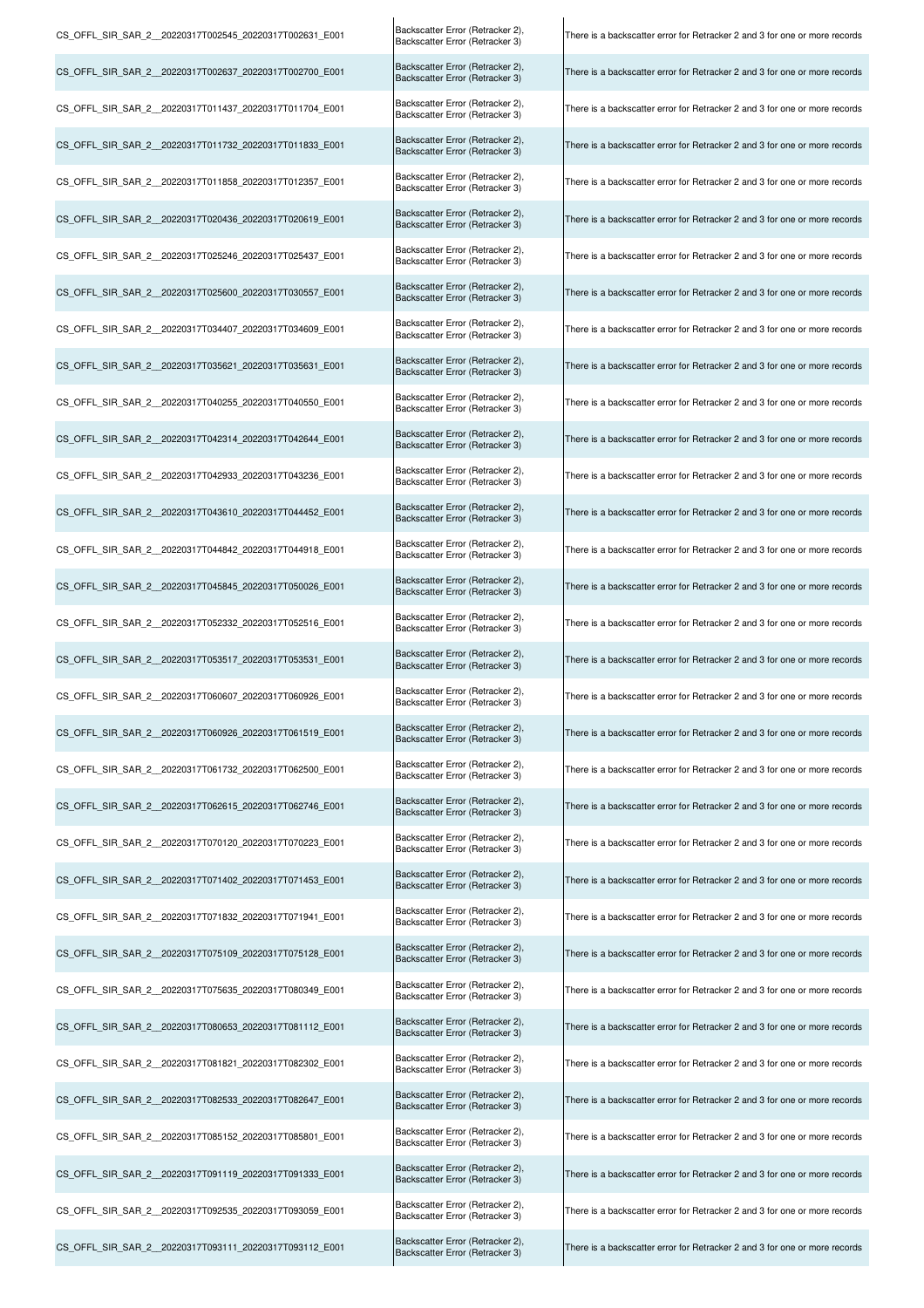| | | |
|---|---|---|
| CS_OFFL_SIR_SAR_2__20220317T002545_20220317T002631_E001 | Backscatter Error (Retracker 2), Backscatter Error (Retracker 3) | There is a backscatter error for Retracker 2 and 3 for one or more records |
| CS_OFFL_SIR_SAR_2__20220317T002637_20220317T002700_E001 | Backscatter Error (Retracker 2), Backscatter Error (Retracker 3) | There is a backscatter error for Retracker 2 and 3 for one or more records |
| CS_OFFL_SIR_SAR_2__20220317T011437_20220317T011704_E001 | Backscatter Error (Retracker 2), Backscatter Error (Retracker 3) | There is a backscatter error for Retracker 2 and 3 for one or more records |
| CS_OFFL_SIR_SAR_2__20220317T011732_20220317T011833_E001 | Backscatter Error (Retracker 2), Backscatter Error (Retracker 3) | There is a backscatter error for Retracker 2 and 3 for one or more records |
| CS_OFFL_SIR_SAR_2__20220317T011858_20220317T012357_E001 | Backscatter Error (Retracker 2), Backscatter Error (Retracker 3) | There is a backscatter error for Retracker 2 and 3 for one or more records |
| CS_OFFL_SIR_SAR_2__20220317T020436_20220317T020619_E001 | Backscatter Error (Retracker 2), Backscatter Error (Retracker 3) | There is a backscatter error for Retracker 2 and 3 for one or more records |
| CS_OFFL_SIR_SAR_2__20220317T025246_20220317T025437_E001 | Backscatter Error (Retracker 2), Backscatter Error (Retracker 3) | There is a backscatter error for Retracker 2 and 3 for one or more records |
| CS_OFFL_SIR_SAR_2__20220317T025600_20220317T030557_E001 | Backscatter Error (Retracker 2), Backscatter Error (Retracker 3) | There is a backscatter error for Retracker 2 and 3 for one or more records |
| CS_OFFL_SIR_SAR_2__20220317T034407_20220317T034609_E001 | Backscatter Error (Retracker 2), Backscatter Error (Retracker 3) | There is a backscatter error for Retracker 2 and 3 for one or more records |
| CS_OFFL_SIR_SAR_2__20220317T035621_20220317T035631_E001 | Backscatter Error (Retracker 2), Backscatter Error (Retracker 3) | There is a backscatter error for Retracker 2 and 3 for one or more records |
| CS_OFFL_SIR_SAR_2__20220317T040255_20220317T040550_E001 | Backscatter Error (Retracker 2), Backscatter Error (Retracker 3) | There is a backscatter error for Retracker 2 and 3 for one or more records |
| CS_OFFL_SIR_SAR_2__20220317T042314_20220317T042644_E001 | Backscatter Error (Retracker 2), Backscatter Error (Retracker 3) | There is a backscatter error for Retracker 2 and 3 for one or more records |
| CS_OFFL_SIR_SAR_2__20220317T042933_20220317T043236_E001 | Backscatter Error (Retracker 2), Backscatter Error (Retracker 3) | There is a backscatter error for Retracker 2 and 3 for one or more records |
| CS_OFFL_SIR_SAR_2__20220317T043610_20220317T044452_E001 | Backscatter Error (Retracker 2), Backscatter Error (Retracker 3) | There is a backscatter error for Retracker 2 and 3 for one or more records |
| CS_OFFL_SIR_SAR_2__20220317T044842_20220317T044918_E001 | Backscatter Error (Retracker 2), Backscatter Error (Retracker 3) | There is a backscatter error for Retracker 2 and 3 for one or more records |
| CS_OFFL_SIR_SAR_2__20220317T045845_20220317T050026_E001 | Backscatter Error (Retracker 2), Backscatter Error (Retracker 3) | There is a backscatter error for Retracker 2 and 3 for one or more records |
| CS_OFFL_SIR_SAR_2__20220317T052332_20220317T052516_E001 | Backscatter Error (Retracker 2), Backscatter Error (Retracker 3) | There is a backscatter error for Retracker 2 and 3 for one or more records |
| CS_OFFL_SIR_SAR_2__20220317T053517_20220317T053531_E001 | Backscatter Error (Retracker 2), Backscatter Error (Retracker 3) | There is a backscatter error for Retracker 2 and 3 for one or more records |
| CS_OFFL_SIR_SAR_2__20220317T060607_20220317T060926_E001 | Backscatter Error (Retracker 2), Backscatter Error (Retracker 3) | There is a backscatter error for Retracker 2 and 3 for one or more records |
| CS_OFFL_SIR_SAR_2__20220317T060926_20220317T061519_E001 | Backscatter Error (Retracker 2), Backscatter Error (Retracker 3) | There is a backscatter error for Retracker 2 and 3 for one or more records |
| CS_OFFL_SIR_SAR_2__20220317T061732_20220317T062500_E001 | Backscatter Error (Retracker 2), Backscatter Error (Retracker 3) | There is a backscatter error for Retracker 2 and 3 for one or more records |
| CS_OFFL_SIR_SAR_2__20220317T062615_20220317T062746_E001 | Backscatter Error (Retracker 2), Backscatter Error (Retracker 3) | There is a backscatter error for Retracker 2 and 3 for one or more records |
| CS_OFFL_SIR_SAR_2__20220317T070120_20220317T070223_E001 | Backscatter Error (Retracker 2), Backscatter Error (Retracker 3) | There is a backscatter error for Retracker 2 and 3 for one or more records |
| CS_OFFL_SIR_SAR_2__20220317T071402_20220317T071453_E001 | Backscatter Error (Retracker 2), Backscatter Error (Retracker 3) | There is a backscatter error for Retracker 2 and 3 for one or more records |
| CS_OFFL_SIR_SAR_2__20220317T071832_20220317T071941_E001 | Backscatter Error (Retracker 2), Backscatter Error (Retracker 3) | There is a backscatter error for Retracker 2 and 3 for one or more records |
| CS_OFFL_SIR_SAR_2__20220317T075109_20220317T075128_E001 | Backscatter Error (Retracker 2), Backscatter Error (Retracker 3) | There is a backscatter error for Retracker 2 and 3 for one or more records |
| CS_OFFL_SIR_SAR_2__20220317T075635_20220317T080349_E001 | Backscatter Error (Retracker 2), Backscatter Error (Retracker 3) | There is a backscatter error for Retracker 2 and 3 for one or more records |
| CS_OFFL_SIR_SAR_2__20220317T080653_20220317T081112_E001 | Backscatter Error (Retracker 2), Backscatter Error (Retracker 3) | There is a backscatter error for Retracker 2 and 3 for one or more records |
| CS_OFFL_SIR_SAR_2__20220317T081821_20220317T082302_E001 | Backscatter Error (Retracker 2), Backscatter Error (Retracker 3) | There is a backscatter error for Retracker 2 and 3 for one or more records |
| CS_OFFL_SIR_SAR_2__20220317T082533_20220317T082647_E001 | Backscatter Error (Retracker 2), Backscatter Error (Retracker 3) | There is a backscatter error for Retracker 2 and 3 for one or more records |
| CS_OFFL_SIR_SAR_2__20220317T085152_20220317T085801_E001 | Backscatter Error (Retracker 2), Backscatter Error (Retracker 3) | There is a backscatter error for Retracker 2 and 3 for one or more records |
| CS_OFFL_SIR_SAR_2__20220317T091119_20220317T091333_E001 | Backscatter Error (Retracker 2), Backscatter Error (Retracker 3) | There is a backscatter error for Retracker 2 and 3 for one or more records |
| CS_OFFL_SIR_SAR_2__20220317T092535_20220317T093059_E001 | Backscatter Error (Retracker 2), Backscatter Error (Retracker 3) | There is a backscatter error for Retracker 2 and 3 for one or more records |
| CS_OFFL_SIR_SAR_2__20220317T093111_20220317T093112_E001 | Backscatter Error (Retracker 2), Backscatter Error (Retracker 3) | There is a backscatter error for Retracker 2 and 3 for one or more records |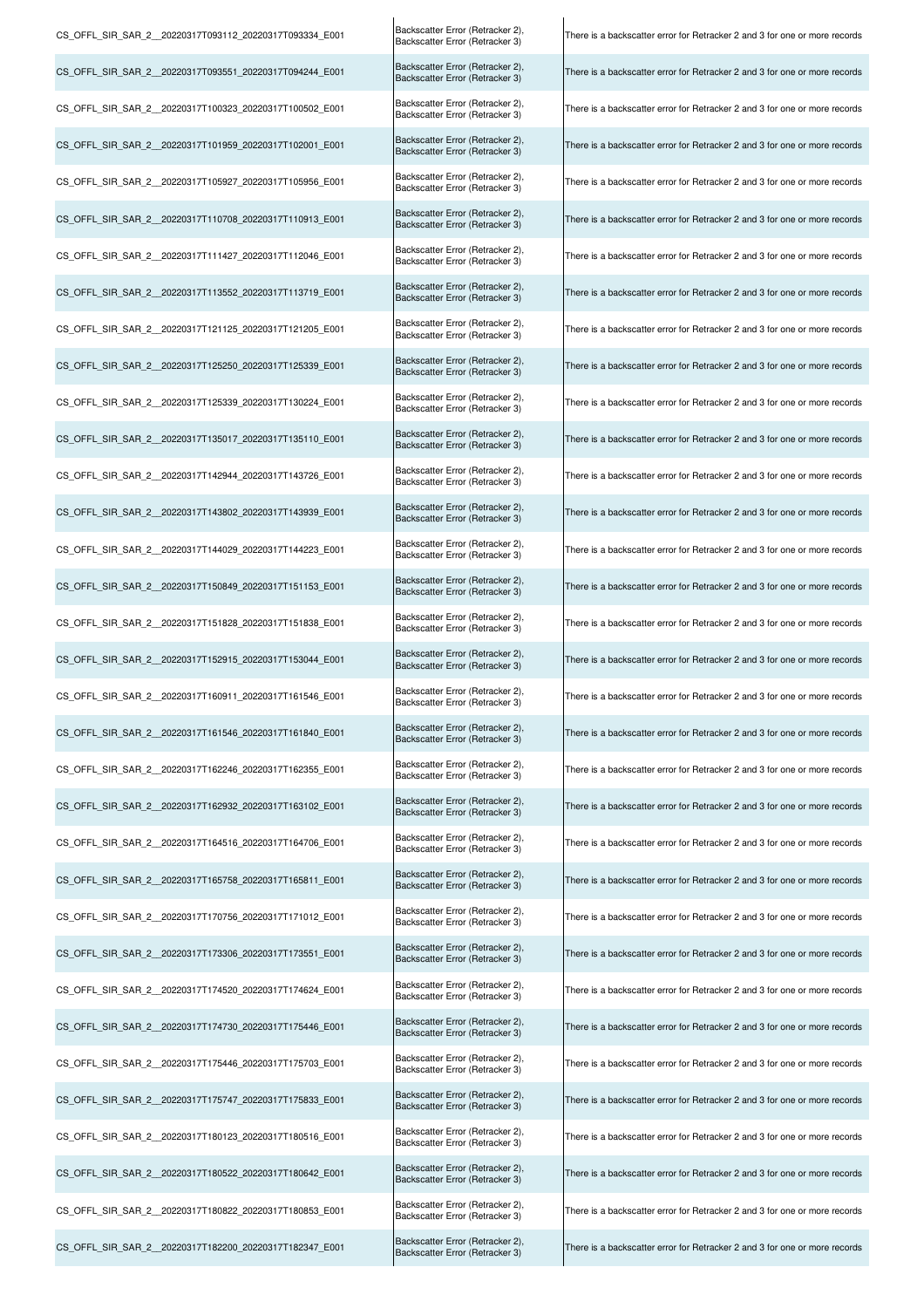| | | |
|---|---|---|
| CS_OFFL_SIR_SAR_2__20220317T093112_20220317T093334_E001 | Backscatter Error (Retracker 2), Backscatter Error (Retracker 3) | There is a backscatter error for Retracker 2 and 3 for one or more records |
| CS_OFFL_SIR_SAR_2__20220317T093551_20220317T094244_E001 | Backscatter Error (Retracker 2), Backscatter Error (Retracker 3) | There is a backscatter error for Retracker 2 and 3 for one or more records |
| CS_OFFL_SIR_SAR_2__20220317T100323_20220317T100502_E001 | Backscatter Error (Retracker 2), Backscatter Error (Retracker 3) | There is a backscatter error for Retracker 2 and 3 for one or more records |
| CS_OFFL_SIR_SAR_2__20220317T101959_20220317T102001_E001 | Backscatter Error (Retracker 2), Backscatter Error (Retracker 3) | There is a backscatter error for Retracker 2 and 3 for one or more records |
| CS_OFFL_SIR_SAR_2__20220317T105927_20220317T105956_E001 | Backscatter Error (Retracker 2), Backscatter Error (Retracker 3) | There is a backscatter error for Retracker 2 and 3 for one or more records |
| CS_OFFL_SIR_SAR_2__20220317T110708_20220317T110913_E001 | Backscatter Error (Retracker 2), Backscatter Error (Retracker 3) | There is a backscatter error for Retracker 2 and 3 for one or more records |
| CS_OFFL_SIR_SAR_2__20220317T111427_20220317T112046_E001 | Backscatter Error (Retracker 2), Backscatter Error (Retracker 3) | There is a backscatter error for Retracker 2 and 3 for one or more records |
| CS_OFFL_SIR_SAR_2__20220317T113552_20220317T113719_E001 | Backscatter Error (Retracker 2), Backscatter Error (Retracker 3) | There is a backscatter error for Retracker 2 and 3 for one or more records |
| CS_OFFL_SIR_SAR_2__20220317T121125_20220317T121205_E001 | Backscatter Error (Retracker 2), Backscatter Error (Retracker 3) | There is a backscatter error for Retracker 2 and 3 for one or more records |
| CS_OFFL_SIR_SAR_2__20220317T125250_20220317T125339_E001 | Backscatter Error (Retracker 2), Backscatter Error (Retracker 3) | There is a backscatter error for Retracker 2 and 3 for one or more records |
| CS_OFFL_SIR_SAR_2__20220317T125339_20220317T130224_E001 | Backscatter Error (Retracker 2), Backscatter Error (Retracker 3) | There is a backscatter error for Retracker 2 and 3 for one or more records |
| CS_OFFL_SIR_SAR_2__20220317T135017_20220317T135110_E001 | Backscatter Error (Retracker 2), Backscatter Error (Retracker 3) | There is a backscatter error for Retracker 2 and 3 for one or more records |
| CS_OFFL_SIR_SAR_2__20220317T142944_20220317T143726_E001 | Backscatter Error (Retracker 2), Backscatter Error (Retracker 3) | There is a backscatter error for Retracker 2 and 3 for one or more records |
| CS_OFFL_SIR_SAR_2__20220317T143802_20220317T143939_E001 | Backscatter Error (Retracker 2), Backscatter Error (Retracker 3) | There is a backscatter error for Retracker 2 and 3 for one or more records |
| CS_OFFL_SIR_SAR_2__20220317T144029_20220317T144223_E001 | Backscatter Error (Retracker 2), Backscatter Error (Retracker 3) | There is a backscatter error for Retracker 2 and 3 for one or more records |
| CS_OFFL_SIR_SAR_2__20220317T150849_20220317T151153_E001 | Backscatter Error (Retracker 2), Backscatter Error (Retracker 3) | There is a backscatter error for Retracker 2 and 3 for one or more records |
| CS_OFFL_SIR_SAR_2__20220317T151828_20220317T151838_E001 | Backscatter Error (Retracker 2), Backscatter Error (Retracker 3) | There is a backscatter error for Retracker 2 and 3 for one or more records |
| CS_OFFL_SIR_SAR_2__20220317T152915_20220317T153044_E001 | Backscatter Error (Retracker 2), Backscatter Error (Retracker 3) | There is a backscatter error for Retracker 2 and 3 for one or more records |
| CS_OFFL_SIR_SAR_2__20220317T160911_20220317T161546_E001 | Backscatter Error (Retracker 2), Backscatter Error (Retracker 3) | There is a backscatter error for Retracker 2 and 3 for one or more records |
| CS_OFFL_SIR_SAR_2__20220317T161546_20220317T161840_E001 | Backscatter Error (Retracker 2), Backscatter Error (Retracker 3) | There is a backscatter error for Retracker 2 and 3 for one or more records |
| CS_OFFL_SIR_SAR_2__20220317T162246_20220317T162355_E001 | Backscatter Error (Retracker 2), Backscatter Error (Retracker 3) | There is a backscatter error for Retracker 2 and 3 for one or more records |
| CS_OFFL_SIR_SAR_2__20220317T162932_20220317T163102_E001 | Backscatter Error (Retracker 2), Backscatter Error (Retracker 3) | There is a backscatter error for Retracker 2 and 3 for one or more records |
| CS_OFFL_SIR_SAR_2__20220317T164516_20220317T164706_E001 | Backscatter Error (Retracker 2), Backscatter Error (Retracker 3) | There is a backscatter error for Retracker 2 and 3 for one or more records |
| CS_OFFL_SIR_SAR_2__20220317T165758_20220317T165811_E001 | Backscatter Error (Retracker 2), Backscatter Error (Retracker 3) | There is a backscatter error for Retracker 2 and 3 for one or more records |
| CS_OFFL_SIR_SAR_2__20220317T170756_20220317T171012_E001 | Backscatter Error (Retracker 2), Backscatter Error (Retracker 3) | There is a backscatter error for Retracker 2 and 3 for one or more records |
| CS_OFFL_SIR_SAR_2__20220317T173306_20220317T173551_E001 | Backscatter Error (Retracker 2), Backscatter Error (Retracker 3) | There is a backscatter error for Retracker 2 and 3 for one or more records |
| CS_OFFL_SIR_SAR_2__20220317T174520_20220317T174624_E001 | Backscatter Error (Retracker 2), Backscatter Error (Retracker 3) | There is a backscatter error for Retracker 2 and 3 for one or more records |
| CS_OFFL_SIR_SAR_2__20220317T174730_20220317T175446_E001 | Backscatter Error (Retracker 2), Backscatter Error (Retracker 3) | There is a backscatter error for Retracker 2 and 3 for one or more records |
| CS_OFFL_SIR_SAR_2__20220317T175446_20220317T175703_E001 | Backscatter Error (Retracker 2), Backscatter Error (Retracker 3) | There is a backscatter error for Retracker 2 and 3 for one or more records |
| CS_OFFL_SIR_SAR_2__20220317T175747_20220317T175833_E001 | Backscatter Error (Retracker 2), Backscatter Error (Retracker 3) | There is a backscatter error for Retracker 2 and 3 for one or more records |
| CS_OFFL_SIR_SAR_2__20220317T180123_20220317T180516_E001 | Backscatter Error (Retracker 2), Backscatter Error (Retracker 3) | There is a backscatter error for Retracker 2 and 3 for one or more records |
| CS_OFFL_SIR_SAR_2__20220317T180522_20220317T180642_E001 | Backscatter Error (Retracker 2), Backscatter Error (Retracker 3) | There is a backscatter error for Retracker 2 and 3 for one or more records |
| CS_OFFL_SIR_SAR_2__20220317T180822_20220317T180853_E001 | Backscatter Error (Retracker 2), Backscatter Error (Retracker 3) | There is a backscatter error for Retracker 2 and 3 for one or more records |
| CS_OFFL_SIR_SAR_2__20220317T182200_20220317T182347_E001 | Backscatter Error (Retracker 2), Backscatter Error (Retracker 3) | There is a backscatter error for Retracker 2 and 3 for one or more records |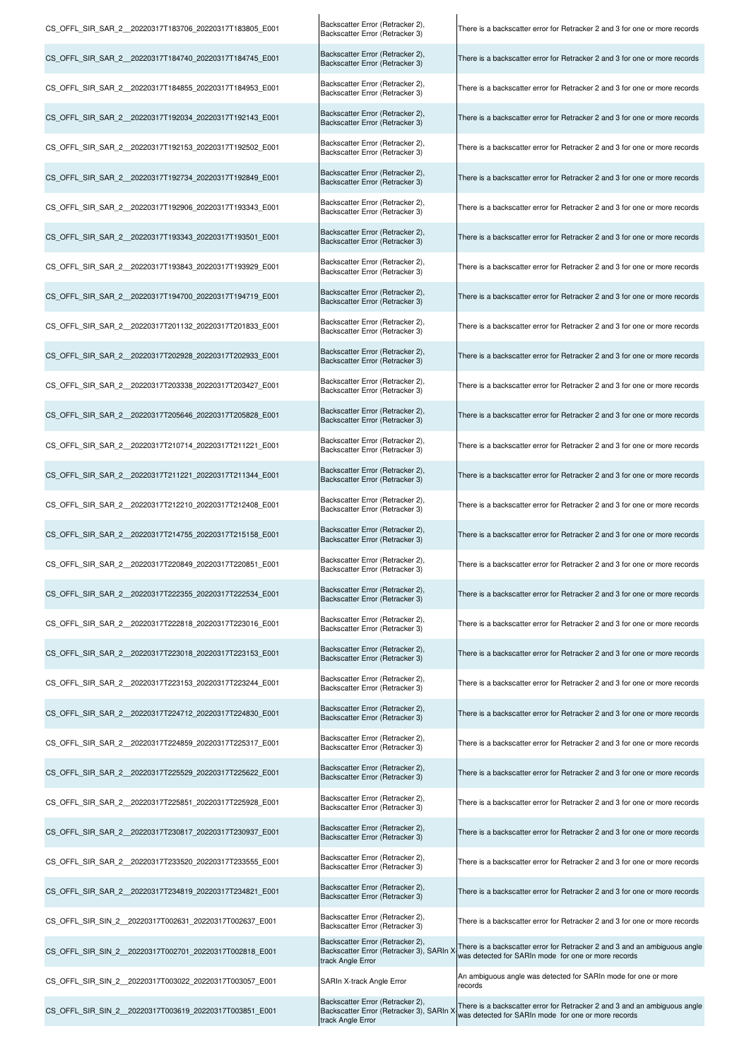| | | |
|---|---|---|
| CS_OFFL_SIR_SAR_2__20220317T183706_20220317T183805_E001 | Backscatter Error (Retracker 2), Backscatter Error (Retracker 3) | There is a backscatter error for Retracker 2 and 3 for one or more records |
| CS_OFFL_SIR_SAR_2__20220317T184740_20220317T184745_E001 | Backscatter Error (Retracker 2), Backscatter Error (Retracker 3) | There is a backscatter error for Retracker 2 and 3 for one or more records |
| CS_OFFL_SIR_SAR_2__20220317T184855_20220317T184953_E001 | Backscatter Error (Retracker 2), Backscatter Error (Retracker 3) | There is a backscatter error for Retracker 2 and 3 for one or more records |
| CS_OFFL_SIR_SAR_2__20220317T192034_20220317T192143_E001 | Backscatter Error (Retracker 2), Backscatter Error (Retracker 3) | There is a backscatter error for Retracker 2 and 3 for one or more records |
| CS_OFFL_SIR_SAR_2__20220317T192153_20220317T192502_E001 | Backscatter Error (Retracker 2), Backscatter Error (Retracker 3) | There is a backscatter error for Retracker 2 and 3 for one or more records |
| CS_OFFL_SIR_SAR_2__20220317T192734_20220317T192849_E001 | Backscatter Error (Retracker 2), Backscatter Error (Retracker 3) | There is a backscatter error for Retracker 2 and 3 for one or more records |
| CS_OFFL_SIR_SAR_2__20220317T192906_20220317T193343_E001 | Backscatter Error (Retracker 2), Backscatter Error (Retracker 3) | There is a backscatter error for Retracker 2 and 3 for one or more records |
| CS_OFFL_SIR_SAR_2__20220317T193343_20220317T193501_E001 | Backscatter Error (Retracker 2), Backscatter Error (Retracker 3) | There is a backscatter error for Retracker 2 and 3 for one or more records |
| CS_OFFL_SIR_SAR_2__20220317T193843_20220317T193929_E001 | Backscatter Error (Retracker 2), Backscatter Error (Retracker 3) | There is a backscatter error for Retracker 2 and 3 for one or more records |
| CS_OFFL_SIR_SAR_2__20220317T194700_20220317T194719_E001 | Backscatter Error (Retracker 2), Backscatter Error (Retracker 3) | There is a backscatter error for Retracker 2 and 3 for one or more records |
| CS_OFFL_SIR_SAR_2__20220317T201132_20220317T201833_E001 | Backscatter Error (Retracker 2), Backscatter Error (Retracker 3) | There is a backscatter error for Retracker 2 and 3 for one or more records |
| CS_OFFL_SIR_SAR_2__20220317T202928_20220317T202933_E001 | Backscatter Error (Retracker 2), Backscatter Error (Retracker 3) | There is a backscatter error for Retracker 2 and 3 for one or more records |
| CS_OFFL_SIR_SAR_2__20220317T203338_20220317T203427_E001 | Backscatter Error (Retracker 2), Backscatter Error (Retracker 3) | There is a backscatter error for Retracker 2 and 3 for one or more records |
| CS_OFFL_SIR_SAR_2__20220317T205646_20220317T205828_E001 | Backscatter Error (Retracker 2), Backscatter Error (Retracker 3) | There is a backscatter error for Retracker 2 and 3 for one or more records |
| CS_OFFL_SIR_SAR_2__20220317T210714_20220317T211221_E001 | Backscatter Error (Retracker 2), Backscatter Error (Retracker 3) | There is a backscatter error for Retracker 2 and 3 for one or more records |
| CS_OFFL_SIR_SAR_2__20220317T211221_20220317T211344_E001 | Backscatter Error (Retracker 2), Backscatter Error (Retracker 3) | There is a backscatter error for Retracker 2 and 3 for one or more records |
| CS_OFFL_SIR_SAR_2__20220317T212210_20220317T212408_E001 | Backscatter Error (Retracker 2), Backscatter Error (Retracker 3) | There is a backscatter error for Retracker 2 and 3 for one or more records |
| CS_OFFL_SIR_SAR_2__20220317T214755_20220317T215158_E001 | Backscatter Error (Retracker 2), Backscatter Error (Retracker 3) | There is a backscatter error for Retracker 2 and 3 for one or more records |
| CS_OFFL_SIR_SAR_2__20220317T220849_20220317T220851_E001 | Backscatter Error (Retracker 2), Backscatter Error (Retracker 3) | There is a backscatter error for Retracker 2 and 3 for one or more records |
| CS_OFFL_SIR_SAR_2__20220317T222355_20220317T222534_E001 | Backscatter Error (Retracker 2), Backscatter Error (Retracker 3) | There is a backscatter error for Retracker 2 and 3 for one or more records |
| CS_OFFL_SIR_SAR_2__20220317T222818_20220317T223016_E001 | Backscatter Error (Retracker 2), Backscatter Error (Retracker 3) | There is a backscatter error for Retracker 2 and 3 for one or more records |
| CS_OFFL_SIR_SAR_2__20220317T223018_20220317T223153_E001 | Backscatter Error (Retracker 2), Backscatter Error (Retracker 3) | There is a backscatter error for Retracker 2 and 3 for one or more records |
| CS_OFFL_SIR_SAR_2__20220317T223153_20220317T223244_E001 | Backscatter Error (Retracker 2), Backscatter Error (Retracker 3) | There is a backscatter error for Retracker 2 and 3 for one or more records |
| CS_OFFL_SIR_SAR_2__20220317T224712_20220317T224830_E001 | Backscatter Error (Retracker 2), Backscatter Error (Retracker 3) | There is a backscatter error for Retracker 2 and 3 for one or more records |
| CS_OFFL_SIR_SAR_2__20220317T224859_20220317T225317_E001 | Backscatter Error (Retracker 2), Backscatter Error (Retracker 3) | There is a backscatter error for Retracker 2 and 3 for one or more records |
| CS_OFFL_SIR_SAR_2__20220317T225529_20220317T225622_E001 | Backscatter Error (Retracker 2), Backscatter Error (Retracker 3) | There is a backscatter error for Retracker 2 and 3 for one or more records |
| CS_OFFL_SIR_SAR_2__20220317T225851_20220317T225928_E001 | Backscatter Error (Retracker 2), Backscatter Error (Retracker 3) | There is a backscatter error for Retracker 2 and 3 for one or more records |
| CS_OFFL_SIR_SAR_2__20220317T230817_20220317T230937_E001 | Backscatter Error (Retracker 2), Backscatter Error (Retracker 3) | There is a backscatter error for Retracker 2 and 3 for one or more records |
| CS_OFFL_SIR_SAR_2__20220317T233520_20220317T233555_E001 | Backscatter Error (Retracker 2), Backscatter Error (Retracker 3) | There is a backscatter error for Retracker 2 and 3 for one or more records |
| CS_OFFL_SIR_SAR_2__20220317T234819_20220317T234821_E001 | Backscatter Error (Retracker 2), Backscatter Error (Retracker 3) | There is a backscatter error for Retracker 2 and 3 for one or more records |
| CS_OFFL_SIR_SIN_2__20220317T002631_20220317T002637_E001 | Backscatter Error (Retracker 2), Backscatter Error (Retracker 3) | There is a backscatter error for Retracker 2 and 3 for one or more records |
| CS_OFFL_SIR_SIN_2__20220317T002701_20220317T002818_E001 | Backscatter Error (Retracker 2), Backscatter Error (Retracker 3), SARIn X-track Angle Error | There is a backscatter error for Retracker 2 and 3 and an ambiguous angle was detected for SARIn mode for one or more records |
| CS_OFFL_SIR_SIN_2__20220317T003022_20220317T003057_E001 | SARIn X-track Angle Error | An ambiguous angle was detected for SARIn mode for one or more records |
| CS_OFFL_SIR_SIN_2__20220317T003619_20220317T003851_E001 | Backscatter Error (Retracker 2), Backscatter Error (Retracker 3), SARIn X-track Angle Error | There is a backscatter error for Retracker 2 and 3 and an ambiguous angle was detected for SARIn mode for one or more records |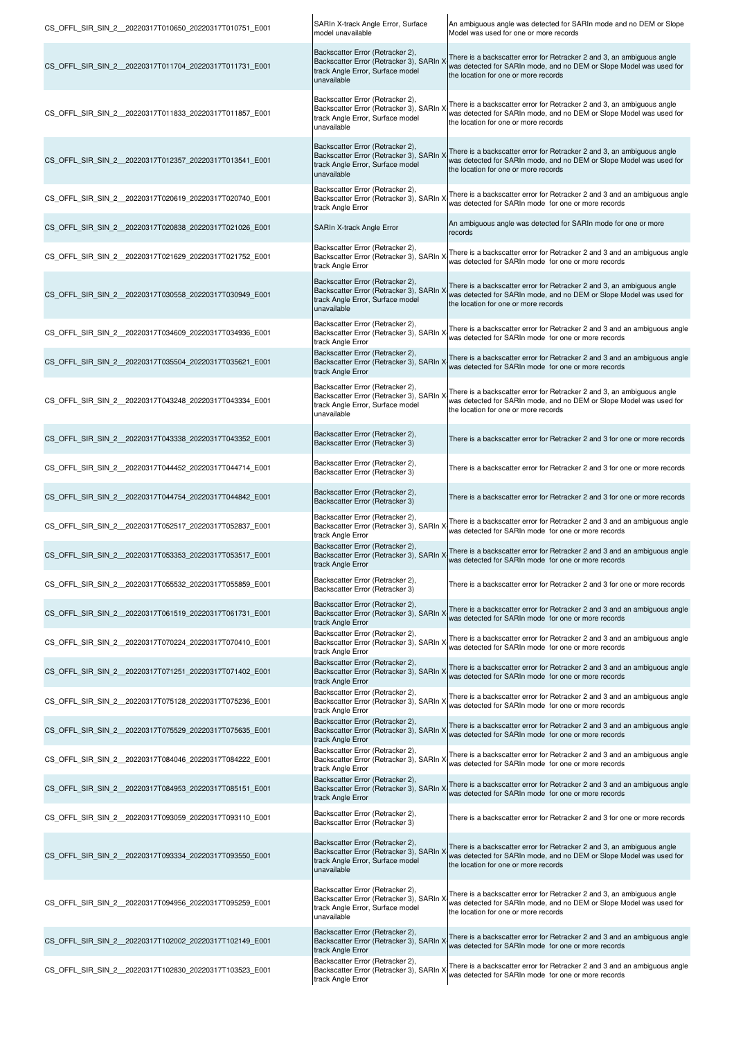| | | |
|---|---|---|
| CS_OFFL_SIR_SIN_2__20220317T010650_20220317T010751_E001 | SARIn X-track Angle Error, Surface model unavailable | An ambiguous angle was detected for SARIn mode and no DEM or Slope Model was used for one or more records |
| CS_OFFL_SIR_SIN_2__20220317T011704_20220317T011731_E001 | Backscatter Error (Retracker 2), Backscatter Error (Retracker 3), SARIn X track Angle Error, Surface model unavailable | There is a backscatter error for Retracker 2 and 3, an ambiguous angle was detected for SARIn mode, and no DEM or Slope Model was used for the location for one or more records |
| CS_OFFL_SIR_SIN_2__20220317T011833_20220317T011857_E001 | Backscatter Error (Retracker 2), Backscatter Error (Retracker 3), SARIn X track Angle Error, Surface model unavailable | There is a backscatter error for Retracker 2 and 3, an ambiguous angle was detected for SARIn mode, and no DEM or Slope Model was used for the location for one or more records |
| CS_OFFL_SIR_SIN_2__20220317T012357_20220317T013541_E001 | Backscatter Error (Retracker 2), Backscatter Error (Retracker 3), SARIn X track Angle Error, Surface model unavailable | There is a backscatter error for Retracker 2 and 3, an ambiguous angle was detected for SARIn mode, and no DEM or Slope Model was used for the location for one or more records |
| CS_OFFL_SIR_SIN_2__20220317T020619_20220317T020740_E001 | Backscatter Error (Retracker 2), Backscatter Error (Retracker 3), SARIn X track Angle Error | There is a backscatter error for Retracker 2 and 3 and an ambiguous angle was detected for SARIn mode for one or more records |
| CS_OFFL_SIR_SIN_2__20220317T020838_20220317T021026_E001 | SARIn X-track Angle Error | An ambiguous angle was detected for SARIn mode for one or more records |
| CS_OFFL_SIR_SIN_2__20220317T021629_20220317T021752_E001 | Backscatter Error (Retracker 2), Backscatter Error (Retracker 3), SARIn X track Angle Error | There is a backscatter error for Retracker 2 and 3 and an ambiguous angle was detected for SARIn mode for one or more records |
| CS_OFFL_SIR_SIN_2__20220317T030558_20220317T030949_E001 | Backscatter Error (Retracker 2), Backscatter Error (Retracker 3), SARIn X track Angle Error, Surface model unavailable | There is a backscatter error for Retracker 2 and 3, an ambiguous angle was detected for SARIn mode, and no DEM or Slope Model was used for the location for one or more records |
| CS_OFFL_SIR_SIN_2__20220317T034609_20220317T034936_E001 | Backscatter Error (Retracker 2), Backscatter Error (Retracker 3), SARIn X track Angle Error | There is a backscatter error for Retracker 2 and 3 and an ambiguous angle was detected for SARIn mode for one or more records |
| CS_OFFL_SIR_SIN_2__20220317T035504_20220317T035621_E001 | Backscatter Error (Retracker 2), Backscatter Error (Retracker 3), SARIn X track Angle Error | There is a backscatter error for Retracker 2 and 3 and an ambiguous angle was detected for SARIn mode for one or more records |
| CS_OFFL_SIR_SIN_2__20220317T043248_20220317T043334_E001 | Backscatter Error (Retracker 2), Backscatter Error (Retracker 3), SARIn X track Angle Error, Surface model unavailable | There is a backscatter error for Retracker 2 and 3, an ambiguous angle was detected for SARIn mode, and no DEM or Slope Model was used for the location for one or more records |
| CS_OFFL_SIR_SIN_2__20220317T043338_20220317T043352_E001 | Backscatter Error (Retracker 2), Backscatter Error (Retracker 3) | There is a backscatter error for Retracker 2 and 3 for one or more records |
| CS_OFFL_SIR_SIN_2__20220317T044452_20220317T044714_E001 | Backscatter Error (Retracker 2), Backscatter Error (Retracker 3) | There is a backscatter error for Retracker 2 and 3 for one or more records |
| CS_OFFL_SIR_SIN_2__20220317T044754_20220317T044842_E001 | Backscatter Error (Retracker 2), Backscatter Error (Retracker 3) | There is a backscatter error for Retracker 2 and 3 for one or more records |
| CS_OFFL_SIR_SIN_2__20220317T052517_20220317T052837_E001 | Backscatter Error (Retracker 2), Backscatter Error (Retracker 3), SARIn X track Angle Error | There is a backscatter error for Retracker 2 and 3 and an ambiguous angle was detected for SARIn mode for one or more records |
| CS_OFFL_SIR_SIN_2__20220317T053353_20220317T053517_E001 | Backscatter Error (Retracker 2), Backscatter Error (Retracker 3), SARIn X track Angle Error | There is a backscatter error for Retracker 2 and 3 and an ambiguous angle was detected for SARIn mode for one or more records |
| CS_OFFL_SIR_SIN_2__20220317T055532_20220317T055859_E001 | Backscatter Error (Retracker 2), Backscatter Error (Retracker 3) | There is a backscatter error for Retracker 2 and 3 for one or more records |
| CS_OFFL_SIR_SIN_2__20220317T061519_20220317T061731_E001 | Backscatter Error (Retracker 2), Backscatter Error (Retracker 3), SARIn X track Angle Error | There is a backscatter error for Retracker 2 and 3 and an ambiguous angle was detected for SARIn mode for one or more records |
| CS_OFFL_SIR_SIN_2__20220317T070224_20220317T070410_E001 | Backscatter Error (Retracker 2), Backscatter Error (Retracker 3), SARIn X track Angle Error | There is a backscatter error for Retracker 2 and 3 and an ambiguous angle was detected for SARIn mode for one or more records |
| CS_OFFL_SIR_SIN_2__20220317T071251_20220317T071402_E001 | Backscatter Error (Retracker 2), Backscatter Error (Retracker 3), SARIn X track Angle Error | There is a backscatter error for Retracker 2 and 3 and an ambiguous angle was detected for SARIn mode for one or more records |
| CS_OFFL_SIR_SIN_2__20220317T075128_20220317T075236_E001 | Backscatter Error (Retracker 2), Backscatter Error (Retracker 3), SARIn X track Angle Error | There is a backscatter error for Retracker 2 and 3 and an ambiguous angle was detected for SARIn mode for one or more records |
| CS_OFFL_SIR_SIN_2__20220317T075529_20220317T075635_E001 | Backscatter Error (Retracker 2), Backscatter Error (Retracker 3), SARIn X track Angle Error | There is a backscatter error for Retracker 2 and 3 and an ambiguous angle was detected for SARIn mode for one or more records |
| CS_OFFL_SIR_SIN_2__20220317T084046_20220317T084222_E001 | Backscatter Error (Retracker 2), Backscatter Error (Retracker 3), SARIn X track Angle Error | There is a backscatter error for Retracker 2 and 3 and an ambiguous angle was detected for SARIn mode for one or more records |
| CS_OFFL_SIR_SIN_2__20220317T084953_20220317T085151_E001 | Backscatter Error (Retracker 2), Backscatter Error (Retracker 3), SARIn X track Angle Error | There is a backscatter error for Retracker 2 and 3 and an ambiguous angle was detected for SARIn mode for one or more records |
| CS_OFFL_SIR_SIN_2__20220317T093059_20220317T093110_E001 | Backscatter Error (Retracker 2), Backscatter Error (Retracker 3) | There is a backscatter error for Retracker 2 and 3 for one or more records |
| CS_OFFL_SIR_SIN_2__20220317T093334_20220317T093550_E001 | Backscatter Error (Retracker 2), Backscatter Error (Retracker 3), SARIn X track Angle Error, Surface model unavailable | There is a backscatter error for Retracker 2 and 3, an ambiguous angle was detected for SARIn mode, and no DEM or Slope Model was used for the location for one or more records |
| CS_OFFL_SIR_SIN_2__20220317T094956_20220317T095259_E001 | Backscatter Error (Retracker 2), Backscatter Error (Retracker 3), SARIn X track Angle Error, Surface model unavailable | There is a backscatter error for Retracker 2 and 3, an ambiguous angle was detected for SARIn mode, and no DEM or Slope Model was used for the location for one or more records |
| CS_OFFL_SIR_SIN_2__20220317T102002_20220317T102149_E001 | Backscatter Error (Retracker 2), Backscatter Error (Retracker 3), SARIn X track Angle Error | There is a backscatter error for Retracker 2 and 3 and an ambiguous angle was detected for SARIn mode for one or more records |
| CS_OFFL_SIR_SIN_2__20220317T102830_20220317T103523_E001 | Backscatter Error (Retracker 2), Backscatter Error (Retracker 3), SARIn X track Angle Error | There is a backscatter error for Retracker 2 and 3 and an ambiguous angle was detected for SARIn mode for one or more records |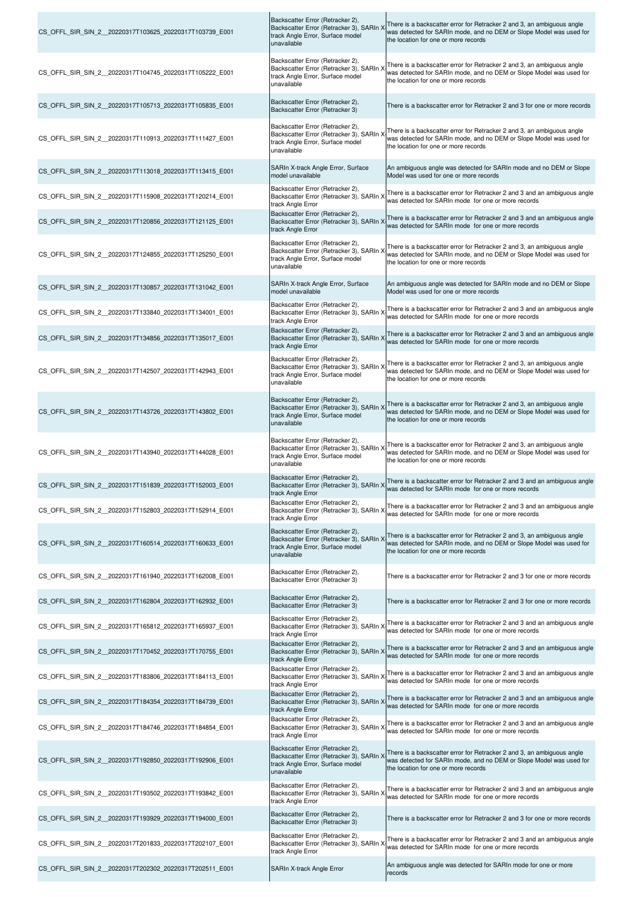| | | |
|---|---|---|
| CS_OFFL_SIR_SIN_2__20220317T103625_20220317T103739_E001 | Backscatter Error (Retracker 2), Backscatter Error (Retracker 3), SARIn X track Angle Error, Surface model unavailable | There is a backscatter error for Retracker 2 and 3, an ambiguous angle was detected for SARIn mode, and no DEM or Slope Model was used for the location for one or more records |
| CS_OFFL_SIR_SIN_2__20220317T104745_20220317T105222_E001 | Backscatter Error (Retracker 2), Backscatter Error (Retracker 3), SARIn X track Angle Error, Surface model unavailable | There is a backscatter error for Retracker 2 and 3, an ambiguous angle was detected for SARIn mode, and no DEM or Slope Model was used for the location for one or more records |
| CS_OFFL_SIR_SIN_2__20220317T105713_20220317T105835_E001 | Backscatter Error (Retracker 2), Backscatter Error (Retracker 3) | There is a backscatter error for Retracker 2 and 3 for one or more records |
| CS_OFFL_SIR_SIN_2__20220317T110913_20220317T111427_E001 | Backscatter Error (Retracker 2), Backscatter Error (Retracker 3), SARIn X track Angle Error, Surface model unavailable | There is a backscatter error for Retracker 2 and 3, an ambiguous angle was detected for SARIn mode, and no DEM or Slope Model was used for the location for one or more records |
| CS_OFFL_SIR_SIN_2__20220317T113018_20220317T113415_E001 | SARIn X-track Angle Error, Surface model unavailable | An ambiguous angle was detected for SARIn mode and no DEM or Slope Model was used for one or more records |
| CS_OFFL_SIR_SIN_2__20220317T115908_20220317T120214_E001 | Backscatter Error (Retracker 2), Backscatter Error (Retracker 3), SARIn X track Angle Error | There is a backscatter error for Retracker 2 and 3 and an ambiguous angle was detected for SARIn mode for one or more records |
| CS_OFFL_SIR_SIN_2__20220317T120856_20220317T121125_E001 | Backscatter Error (Retracker 2), Backscatter Error (Retracker 3), SARIn X track Angle Error | There is a backscatter error for Retracker 2 and 3 and an ambiguous angle was detected for SARIn mode for one or more records |
| CS_OFFL_SIR_SIN_2__20220317T124855_20220317T125250_E001 | Backscatter Error (Retracker 2), Backscatter Error (Retracker 3), SARIn X track Angle Error, Surface model unavailable | There is a backscatter error for Retracker 2 and 3, an ambiguous angle was detected for SARIn mode, and no DEM or Slope Model was used for the location for one or more records |
| CS_OFFL_SIR_SIN_2__20220317T130857_20220317T131042_E001 | SARIn X-track Angle Error, Surface model unavailable | An ambiguous angle was detected for SARIn mode and no DEM or Slope Model was used for one or more records |
| CS_OFFL_SIR_SIN_2__20220317T133840_20220317T134001_E001 | Backscatter Error (Retracker 2), Backscatter Error (Retracker 3), SARIn X track Angle Error | There is a backscatter error for Retracker 2 and 3 and an ambiguous angle was detected for SARIn mode for one or more records |
| CS_OFFL_SIR_SIN_2__20220317T134856_20220317T135017_E001 | Backscatter Error (Retracker 2), Backscatter Error (Retracker 3), SARIn X track Angle Error | There is a backscatter error for Retracker 2 and 3 and an ambiguous angle was detected for SARIn mode for one or more records |
| CS_OFFL_SIR_SIN_2__20220317T142507_20220317T142943_E001 | Backscatter Error (Retracker 2), Backscatter Error (Retracker 3), SARIn X track Angle Error, Surface model unavailable | There is a backscatter error for Retracker 2 and 3, an ambiguous angle was detected for SARIn mode, and no DEM or Slope Model was used for the location for one or more records |
| CS_OFFL_SIR_SIN_2__20220317T143726_20220317T143802_E001 | Backscatter Error (Retracker 2), Backscatter Error (Retracker 3), SARIn X track Angle Error, Surface model unavailable | There is a backscatter error for Retracker 2 and 3, an ambiguous angle was detected for SARIn mode, and no DEM or Slope Model was used for the location for one or more records |
| CS_OFFL_SIR_SIN_2__20220317T143940_20220317T144028_E001 | Backscatter Error (Retracker 2), Backscatter Error (Retracker 3), SARIn X track Angle Error, Surface model unavailable | There is a backscatter error for Retracker 2 and 3, an ambiguous angle was detected for SARIn mode, and no DEM or Slope Model was used for the location for one or more records |
| CS_OFFL_SIR_SIN_2__20220317T151839_20220317T152003_E001 | Backscatter Error (Retracker 2), Backscatter Error (Retracker 3), SARIn X track Angle Error | There is a backscatter error for Retracker 2 and 3 and an ambiguous angle was detected for SARIn mode for one or more records |
| CS_OFFL_SIR_SIN_2__20220317T152803_20220317T152914_E001 | Backscatter Error (Retracker 2), Backscatter Error (Retracker 3), SARIn X track Angle Error | There is a backscatter error for Retracker 2 and 3 and an ambiguous angle was detected for SARIn mode for one or more records |
| CS_OFFL_SIR_SIN_2__20220317T160514_20220317T160633_E001 | Backscatter Error (Retracker 2), Backscatter Error (Retracker 3), SARIn X track Angle Error, Surface model unavailable | There is a backscatter error for Retracker 2 and 3, an ambiguous angle was detected for SARIn mode, and no DEM or Slope Model was used for the location for one or more records |
| CS_OFFL_SIR_SIN_2__20220317T161940_20220317T162008_E001 | Backscatter Error (Retracker 2), Backscatter Error (Retracker 3) | There is a backscatter error for Retracker 2 and 3 for one or more records |
| CS_OFFL_SIR_SIN_2__20220317T162804_20220317T162932_E001 | Backscatter Error (Retracker 2), Backscatter Error (Retracker 3) | There is a backscatter error for Retracker 2 and 3 for one or more records |
| CS_OFFL_SIR_SIN_2__20220317T165812_20220317T165937_E001 | Backscatter Error (Retracker 2), Backscatter Error (Retracker 3), SARIn X track Angle Error | There is a backscatter error for Retracker 2 and 3 and an ambiguous angle was detected for SARIn mode for one or more records |
| CS_OFFL_SIR_SIN_2__20220317T170452_20220317T170755_E001 | Backscatter Error (Retracker 2), Backscatter Error (Retracker 3), SARIn X track Angle Error | There is a backscatter error for Retracker 2 and 3 and an ambiguous angle was detected for SARIn mode for one or more records |
| CS_OFFL_SIR_SIN_2__20220317T183806_20220317T184113_E001 | Backscatter Error (Retracker 2), Backscatter Error (Retracker 3), SARIn X track Angle Error | There is a backscatter error for Retracker 2 and 3 and an ambiguous angle was detected for SARIn mode for one or more records |
| CS_OFFL_SIR_SIN_2__20220317T184354_20220317T184739_E001 | Backscatter Error (Retracker 2), Backscatter Error (Retracker 3), SARIn X track Angle Error | There is a backscatter error for Retracker 2 and 3 and an ambiguous angle was detected for SARIn mode for one or more records |
| CS_OFFL_SIR_SIN_2__20220317T184746_20220317T184854_E001 | Backscatter Error (Retracker 2), Backscatter Error (Retracker 3), SARIn X track Angle Error | There is a backscatter error for Retracker 2 and 3 and an ambiguous angle was detected for SARIn mode for one or more records |
| CS_OFFL_SIR_SIN_2__20220317T192850_20220317T192906_E001 | Backscatter Error (Retracker 2), Backscatter Error (Retracker 3), SARIn X track Angle Error, Surface model unavailable | There is a backscatter error for Retracker 2 and 3, an ambiguous angle was detected for SARIn mode, and no DEM or Slope Model was used for the location for one or more records |
| CS_OFFL_SIR_SIN_2__20220317T193502_20220317T193842_E001 | Backscatter Error (Retracker 2), Backscatter Error (Retracker 3), SARIn X track Angle Error | There is a backscatter error for Retracker 2 and 3 and an ambiguous angle was detected for SARIn mode for one or more records |
| CS_OFFL_SIR_SIN_2__20220317T193929_20220317T194000_E001 | Backscatter Error (Retracker 2), Backscatter Error (Retracker 3) | There is a backscatter error for Retracker 2 and 3 for one or more records |
| CS_OFFL_SIR_SIN_2__20220317T201833_20220317T202107_E001 | Backscatter Error (Retracker 2), Backscatter Error (Retracker 3), SARIn X track Angle Error | There is a backscatter error for Retracker 2 and 3 and an ambiguous angle was detected for SARIn mode for one or more records |
| CS_OFFL_SIR_SIN_2__20220317T202302_20220317T202511_E001 | SARIn X-track Angle Error | An ambiguous angle was detected for SARIn mode for one or more records |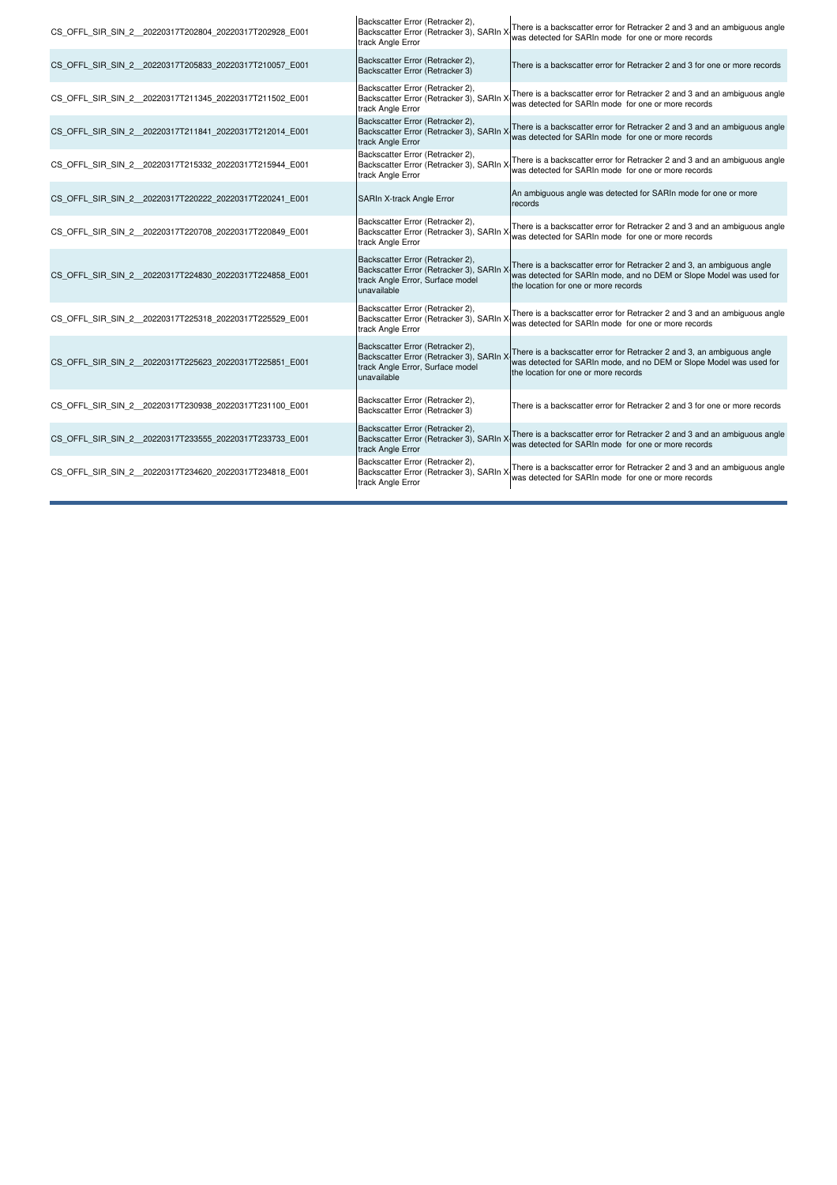| | | |
|---|---|---|
| CS_OFFL_SIR_SIN_2__20220317T202804_20220317T202928_E001 | Backscatter Error (Retracker 2), Backscatter Error (Retracker 3), SARIn X track Angle Error | There is a backscatter error for Retracker 2 and 3 and an ambiguous angle was detected for SARIn mode for one or more records |
| CS_OFFL_SIR_SIN_2__20220317T205833_20220317T210057_E001 | Backscatter Error (Retracker 2), Backscatter Error (Retracker 3) | There is a backscatter error for Retracker 2 and 3 for one or more records |
| CS_OFFL_SIR_SIN_2__20220317T211345_20220317T211502_E001 | Backscatter Error (Retracker 2), Backscatter Error (Retracker 3), SARIn X track Angle Error | There is a backscatter error for Retracker 2 and 3 and an ambiguous angle was detected for SARIn mode for one or more records |
| CS_OFFL_SIR_SIN_2__20220317T211841_20220317T212014_E001 | Backscatter Error (Retracker 2), Backscatter Error (Retracker 3), SARIn X track Angle Error | There is a backscatter error for Retracker 2 and 3 and an ambiguous angle was detected for SARIn mode for one or more records |
| CS_OFFL_SIR_SIN_2__20220317T215332_20220317T215944_E001 | Backscatter Error (Retracker 2), Backscatter Error (Retracker 3), SARIn X track Angle Error | There is a backscatter error for Retracker 2 and 3 and an ambiguous angle was detected for SARIn mode for one or more records |
| CS_OFFL_SIR_SIN_2__20220317T220222_20220317T220241_E001 | SARIn X-track Angle Error | An ambiguous angle was detected for SARIn mode for one or more records |
| CS_OFFL_SIR_SIN_2__20220317T220708_20220317T220849_E001 | Backscatter Error (Retracker 2), Backscatter Error (Retracker 3), SARIn X track Angle Error | There is a backscatter error for Retracker 2 and 3 and an ambiguous angle was detected for SARIn mode for one or more records |
| CS_OFFL_SIR_SIN_2__20220317T224830_20220317T224858_E001 | Backscatter Error (Retracker 2), Backscatter Error (Retracker 3), SARIn X track Angle Error, Surface model unavailable | There is a backscatter error for Retracker 2 and 3, an ambiguous angle was detected for SARIn mode, and no DEM or Slope Model was used for the location for one or more records |
| CS_OFFL_SIR_SIN_2__20220317T225318_20220317T225529_E001 | Backscatter Error (Retracker 2), Backscatter Error (Retracker 3), SARIn X track Angle Error | There is a backscatter error for Retracker 2 and 3 and an ambiguous angle was detected for SARIn mode for one or more records |
| CS_OFFL_SIR_SIN_2__20220317T225623_20220317T225851_E001 | Backscatter Error (Retracker 2), Backscatter Error (Retracker 3), SARIn X track Angle Error, Surface model unavailable | There is a backscatter error for Retracker 2 and 3, an ambiguous angle was detected for SARIn mode, and no DEM or Slope Model was used for the location for one or more records |
| CS_OFFL_SIR_SIN_2__20220317T230938_20220317T231100_E001 | Backscatter Error (Retracker 2), Backscatter Error (Retracker 3) | There is a backscatter error for Retracker 2 and 3 for one or more records |
| CS_OFFL_SIR_SIN_2__20220317T233555_20220317T233733_E001 | Backscatter Error (Retracker 2), Backscatter Error (Retracker 3), SARIn X track Angle Error | There is a backscatter error for Retracker 2 and 3 and an ambiguous angle was detected for SARIn mode for one or more records |
| CS_OFFL_SIR_SIN_2__20220317T234620_20220317T234818_E001 | Backscatter Error (Retracker 2), Backscatter Error (Retracker 3), SARIn X track Angle Error | There is a backscatter error for Retracker 2 and 3 and an ambiguous angle was detected for SARIn mode for one or more records |